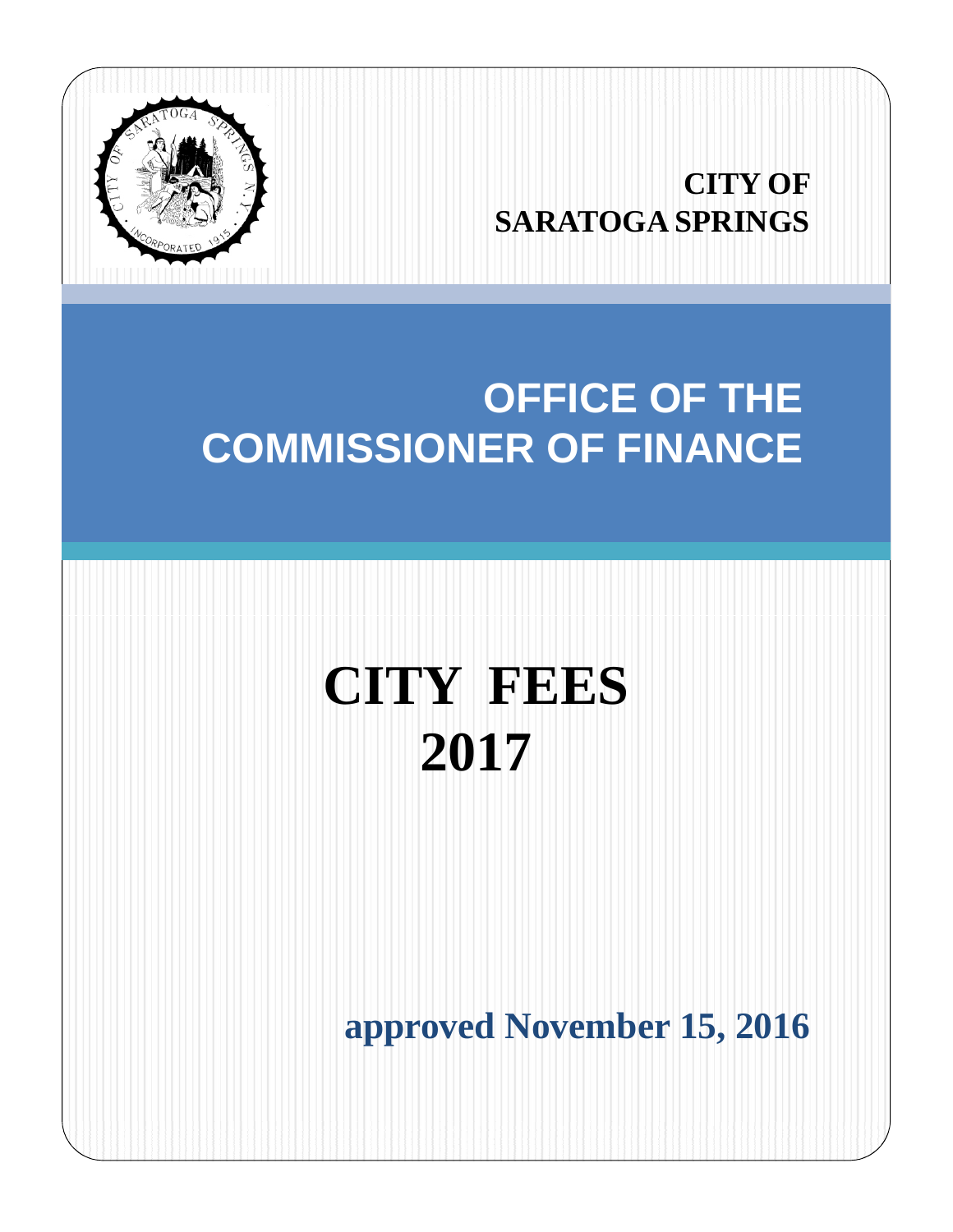**CITY OF SARATOGA SPRINGS**

# OFFICE OF THE COMMISSIONER OF FINANCE

# CITY FEES 2017

**approved November 15, 2016**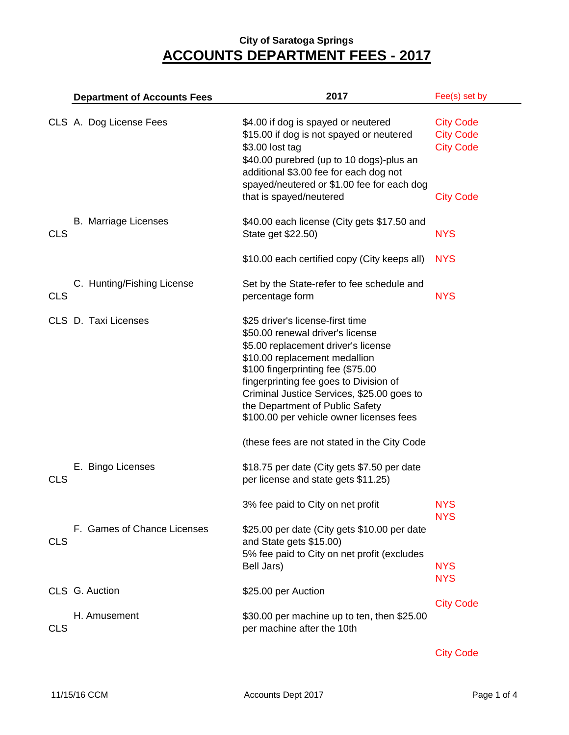**City of Saratoga Springs**

# ACCOUNTS DEPARTMENT FEES - 2017

| | Department of Accounts Fees | 2017 | Fee(s) set by |
|---|---|---|---|
| CLS | A. Dog License Fees | $4.00 if dog is spayed or neutered | City Code |
| | | $15.00 if dog is not spayed or neutered | City Code |
| | | $3.00 lost tag | City Code |
| | | $40.00 purebred (up to 10 dogs)-plus an additional $3.00 fee for each dog not spayed/neutered or $1.00 fee for each dog that is spayed/neutered | City Code |
| CLS | B. Marriage Licenses | $40.00 each license (City gets $17.50 and State get $22.50) | NYS |
| | | $10.00 each certified copy (City keeps all) | NYS |
| CLS | C. Hunting/Fishing License | Set by the State-refer to fee schedule and percentage form | NYS |
| CLS | D. Taxi Licenses | $25 driver's license-first time<br>$50.00 renewal driver's license<br>$5.00 replacement driver's license<br>$10.00 replacement medallion<br>$100 fingerprinting fee ($75.00 fingerprinting fee goes to Division of Criminal Justice Services, $25.00 goes to the Department of Public Safety<br>$100.00 per vehicle owner licenses fees<br><br>(these fees are not stated in the City Code | |
| CLS | E. Bingo Licenses | $18.75 per date (City gets $7.50 per date per license and state gets $11.25) | |
| | | 3% fee paid to City on net profit | NYS<br>NYS |
| CLS | F. Games of Chance Licenses | $25.00 per date (City gets $10.00 per date and State gets $15.00)<br>5% fee paid to City on net profit (excludes Bell Jars) | NYS<br>NYS |
| CLS | G. Auction | $25.00 per Auction | City Code |
| CLS | H. Amusement | $30.00 per machine up to ten, then $25.00 per machine after the 10th | City Code |

11/15/16 CCM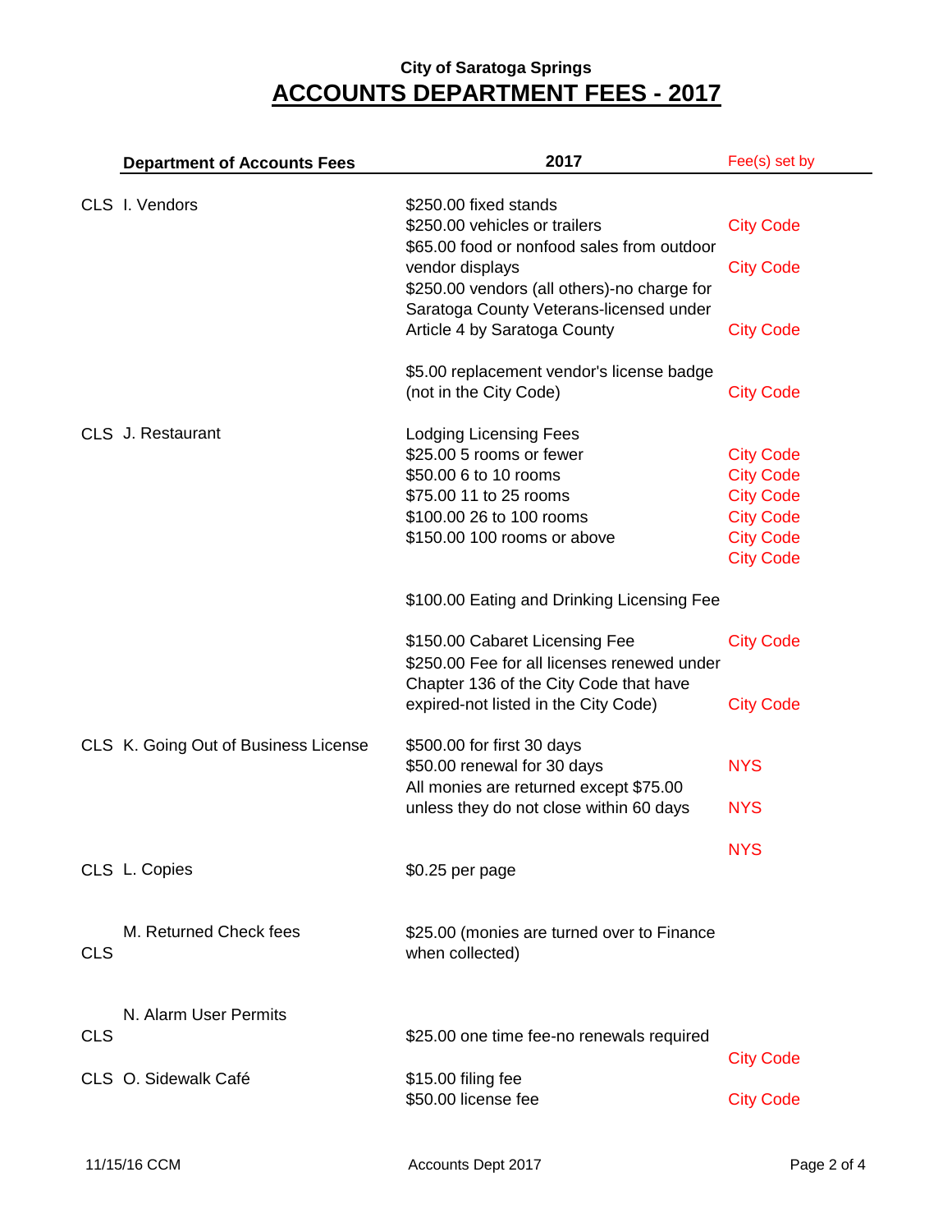**City of Saratoga Springs**

# ACCOUNTS DEPARTMENT FEES - 2017

| | Department of Accounts Fees | 2017 | Fee(s) set by |
|---|---|---|---|
| CLS | I. Vendors | $250.00 fixed stands | |
| | | $250.00 vehicles or trailers | City Code |
| | | $65.00 food or nonfood sales from outdoor vendor displays | City Code |
| | | $250.00 vendors (all others)-no charge for Saratoga County Veterans-licensed under Article 4 by Saratoga County | City Code |
| | | $5.00 replacement vendor's license badge (not in the City Code) | City Code |
| CLS | J. Restaurant | Lodging Licensing Fees | |
| | | $25.00 5 rooms or fewer | City Code |
| | | $50.00 6 to 10 rooms | City Code |
| | | $75.00 11 to 25 rooms | City Code |
| | | $100.00 26 to 100 rooms | City Code |
| | | $150.00 100 rooms or above | City Code |
| | | | City Code |
| | | $100.00 Eating and Drinking Licensing Fee | |
| | | $150.00 Cabaret Licensing Fee | City Code |
| | | $250.00 Fee for all licenses renewed under Chapter 136 of the City Code that have expired-not listed in the City Code) | City Code |
| CLS | K. Going Out of Business License | $500.00 for first 30 days | |
| | | $50.00 renewal for 30 days | NYS |
| | | All monies are returned except $75.00 unless they do not close within 60 days | NYS |
| | | | NYS |
| CLS | L. Copies | $0.25 per page | |
| CLS | M. Returned Check fees | $25.00 (monies are turned over to Finance when collected) | |
| CLS | N. Alarm User Permits | $25.00 one time fee-no renewals required | |
| | | | City Code |
| CLS | O. Sidewalk Café | $15.00 filing fee | |
| | | $50.00 license fee | City Code |

11/15/16 CCM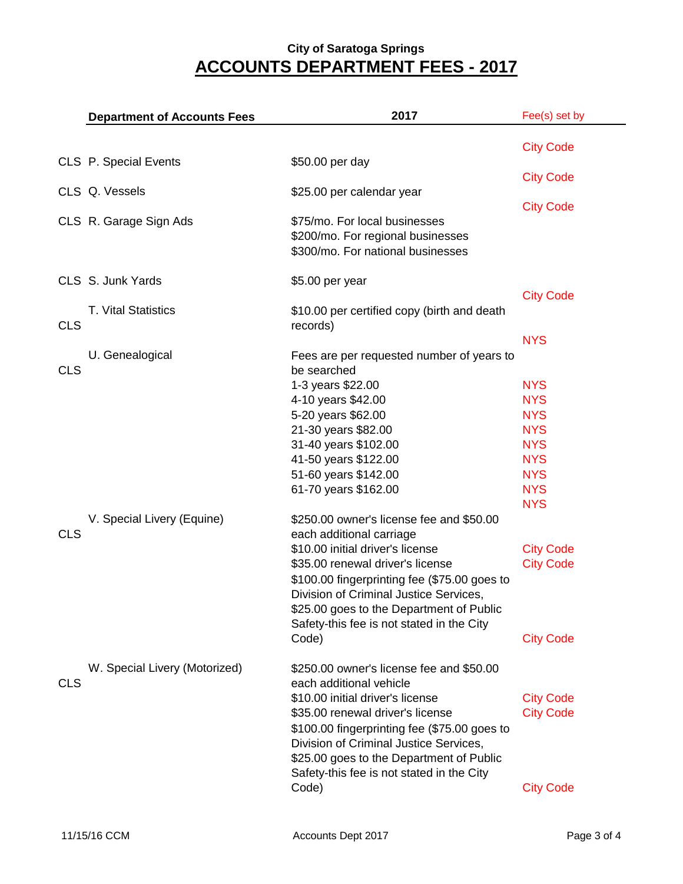City of Saratoga Springs

# ACCOUNTS DEPARTMENT FEES - 2017

| | Department of Accounts Fees | 2017 | Fee(s) set by |
|---|---|---|---|
| | | | City Code |
| CLS | P. Special Events | $50.00 per day | |
| | | | City Code |
| CLS | Q. Vessels | $25.00 per calendar year | |
| | | | City Code |
| CLS | R. Garage Sign Ads | $75/mo. For local businesses<br>$200/mo. For regional businesses<br>$300/mo. For national businesses | |
| CLS | S. Junk Yards | $5.00 per year | |
| | | | City Code |
| CLS | T. Vital Statistics | $10.00 per certified copy (birth and death records) | |
| | | | NYS |
| CLS | U. Genealogical | Fees are per requested number of years to be searched | |
| | | 1-3 years $22.00 | NYS |
| | | 4-10 years $42.00 | NYS |
| | | 5-20 years $62.00 | NYS |
| | | 21-30 years $82.00 | NYS |
| | | 31-40 years $102.00 | NYS |
| | | 41-50 years $122.00 | NYS |
| | | 51-60 years $142.00 | NYS |
| | | 61-70 years $162.00 | NYS |
| | | | NYS |
| CLS | V. Special Livery (Equine) | $250.00 owner's license fee and $50.00 each additional carriage | |
| | | $10.00 initial driver's license | City Code |
| | | $35.00 renewal driver's license | City Code |
| | | $100.00 fingerprinting fee ($75.00 goes to Division of Criminal Justice Services, $25.00 goes to the Department of Public Safety-this fee is not stated in the City Code) | City Code |
| CLS | W. Special Livery (Motorized) | $250.00 owner's license fee and $50.00 each additional vehicle | |
| | | $10.00 initial driver's license | City Code |
| | | $35.00 renewal driver's license | City Code |
| | | $100.00 fingerprinting fee ($75.00 goes to Division of Criminal Justice Services, $25.00 goes to the Department of Public Safety-this fee is not stated in the City Code) | City Code |

11/15/16 CCM Accounts Dept 2017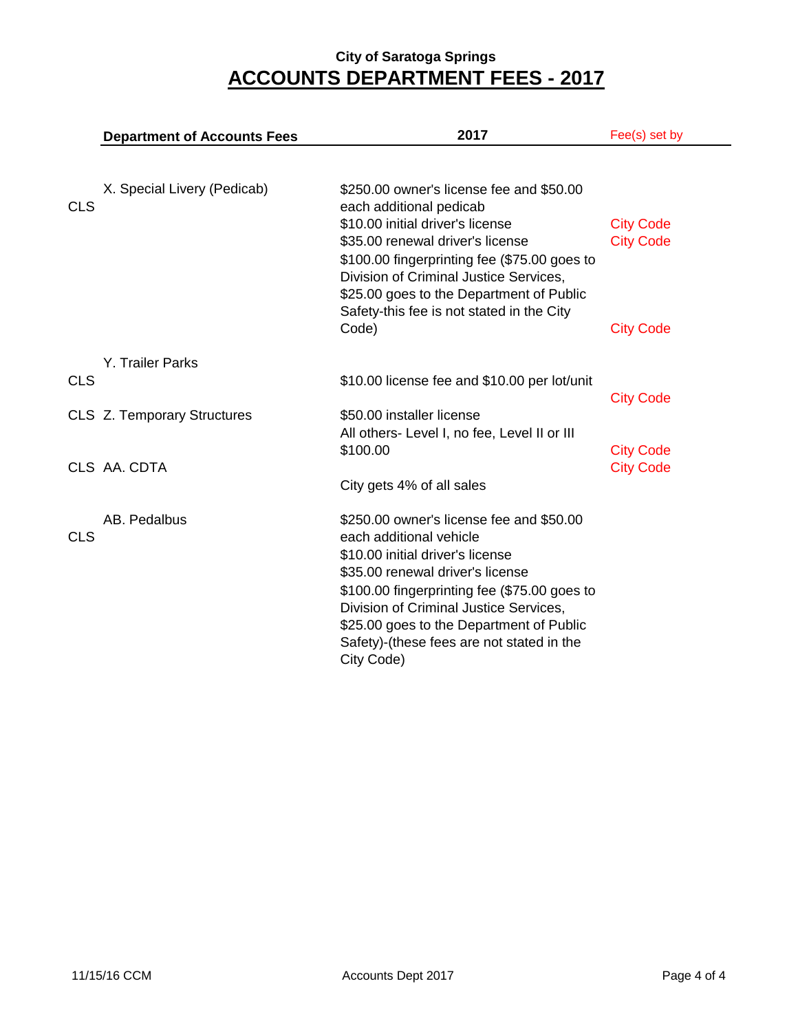**City of Saratoga Springs**

# ACCOUNTS DEPARTMENT FEES - 2017

| | Department of Accounts Fees | 2017 | Fee(s) set by |
|---|---|---|---|
| CLS | X. Special Livery (Pedicab) | $250.00 owner's license fee and $50.00 each additional pedicab | |
| | | $10.00 initial driver's license | City Code |
| | | $35.00 renewal driver's license | City Code |
| | | $100.00 fingerprinting fee ($75.00 goes to Division of Criminal Justice Services, $25.00 goes to the Department of Public Safety-this fee is not stated in the City Code) | City Code |
| CLS | Y. Trailer Parks | $10.00 license fee and $10.00 per lot/unit | City Code |
| CLS | Z. Temporary Structures | $50.00 installer license<br>All others- Level I, no fee, Level II or III $100.00 | City Code |
| CLS | AA. CDTA | City gets 4% of all sales | City Code |
| CLS | AB. Pedalbus | $250.00 owner's license fee and $50.00 each additional vehicle<br>$10.00 initial driver's license<br>$35.00 renewal driver's license<br>$100.00 fingerprinting fee ($75.00 goes to Division of Criminal Justice Services, $25.00 goes to the Department of Public Safety)-(these fees are not stated in the City Code) | |

11/15/16 CCM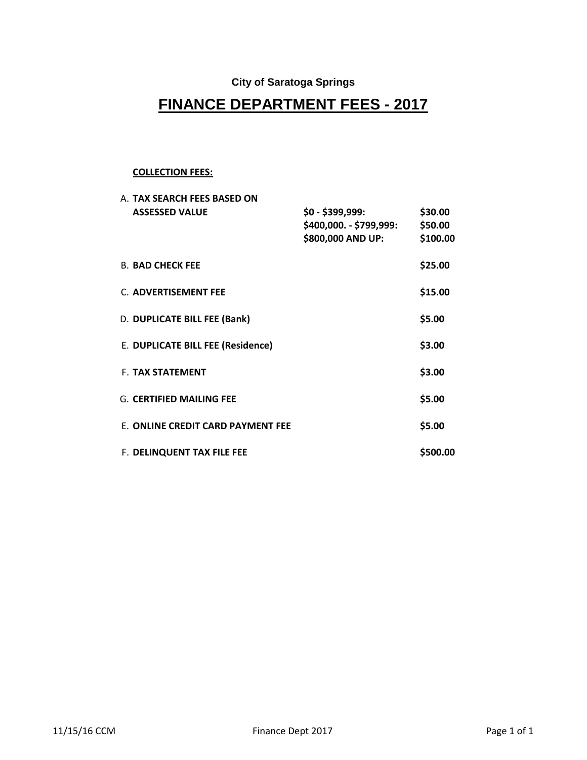City of Saratoga Springs

# FINANCE DEPARTMENT FEES - 2017

**COLLECTION FEES:**

| | | |
|---|---|---|
| A. **TAX SEARCH FEES BASED ON ASSESSED VALUE** | **$0 - $399,999:** | **$30.00** |
| | **$400,000. - $799,999:** | **$50.00** |
| | **$800,000 AND UP:** | **$100.00** |
| B. **BAD CHECK FEE** | | **$25.00** |
| C. **ADVERTISEMENT FEE** | | **$15.00** |
| D. **DUPLICATE BILL FEE (Bank)** | | **$5.00** |
| E. **DUPLICATE BILL FEE (Residence)** | | **$3.00** |
| F. **TAX STATEMENT** | | **$3.00** |
| G. **CERTIFIED MAILING FEE** | | **$5.00** |
| E. **ONLINE CREDIT CARD PAYMENT FEE** | | **$5.00** |
| F. **DELINQUENT TAX FILE FEE** | | **$500.00** |

11/15/16 CCM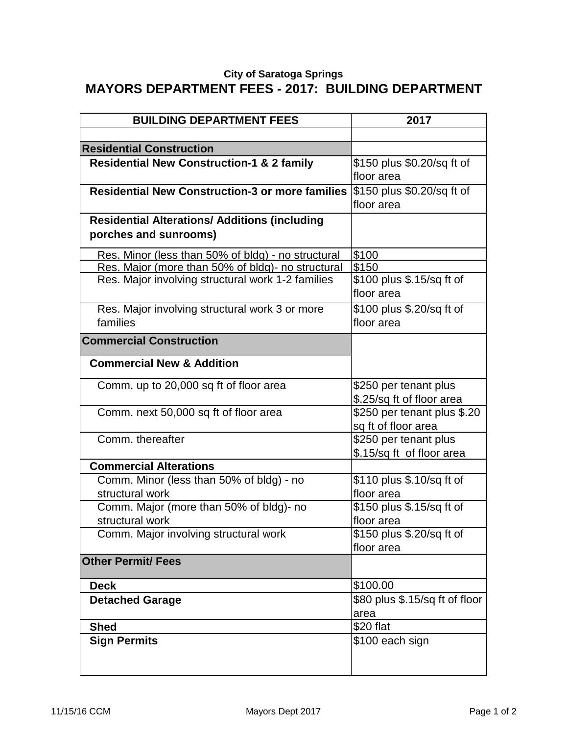City of Saratoga Springs

# MAYORS DEPARTMENT FEES - 2017: BUILDING DEPARTMENT

| BUILDING DEPARTMENT FEES | 2017 |
|---|---|
| | |
| **Residential Construction** | |
| **Residential New Construction-1 & 2 family** | $150 plus $0.20/sq ft of floor area |
| **Residential New Construction-3 or more families** | $150 plus $0.20/sq ft of floor area |
| **Residential Alterations/ Additions (including porches and sunrooms)** | |
| Res. Minor (less than 50% of bldg) - no structural | $100 |
| Res. Major (more than 50% of bldg)- no structural | $150 |
| Res. Major involving structural work 1-2 families | $100 plus $.15/sq ft of floor area |
| Res. Major involving structural work 3 or more families | $100 plus $.20/sq ft of floor area |
| **Commercial Construction** | |
| **Commercial New & Addition** | |
| Comm. up to 20,000 sq ft of floor area | $250 per tenant plus $.25/sq ft of floor area |
| Comm. next 50,000 sq ft of floor area | $250 per tenant plus $.20 sq ft of floor area |
| Comm. thereafter | $250 per tenant plus $.15/sq ft of floor area |
| **Commercial Alterations** | |
| Comm. Minor (less than 50% of bldg) - no structural work | $110 plus $.10/sq ft of floor area |
| Comm. Major (more than 50% of bldg)- no structural work | $150 plus $.15/sq ft of floor area |
| Comm. Major involving structural work | $150 plus $.20/sq ft of floor area |
| **Other Permit/ Fees** | |
| **Deck** | $100.00 |
| **Detached Garage** | $80 plus $.15/sq ft of floor area |
| **Shed** | $20 flat |
| **Sign Permits** | $100 each sign |

11/15/16 CCM Mayors Dept 2017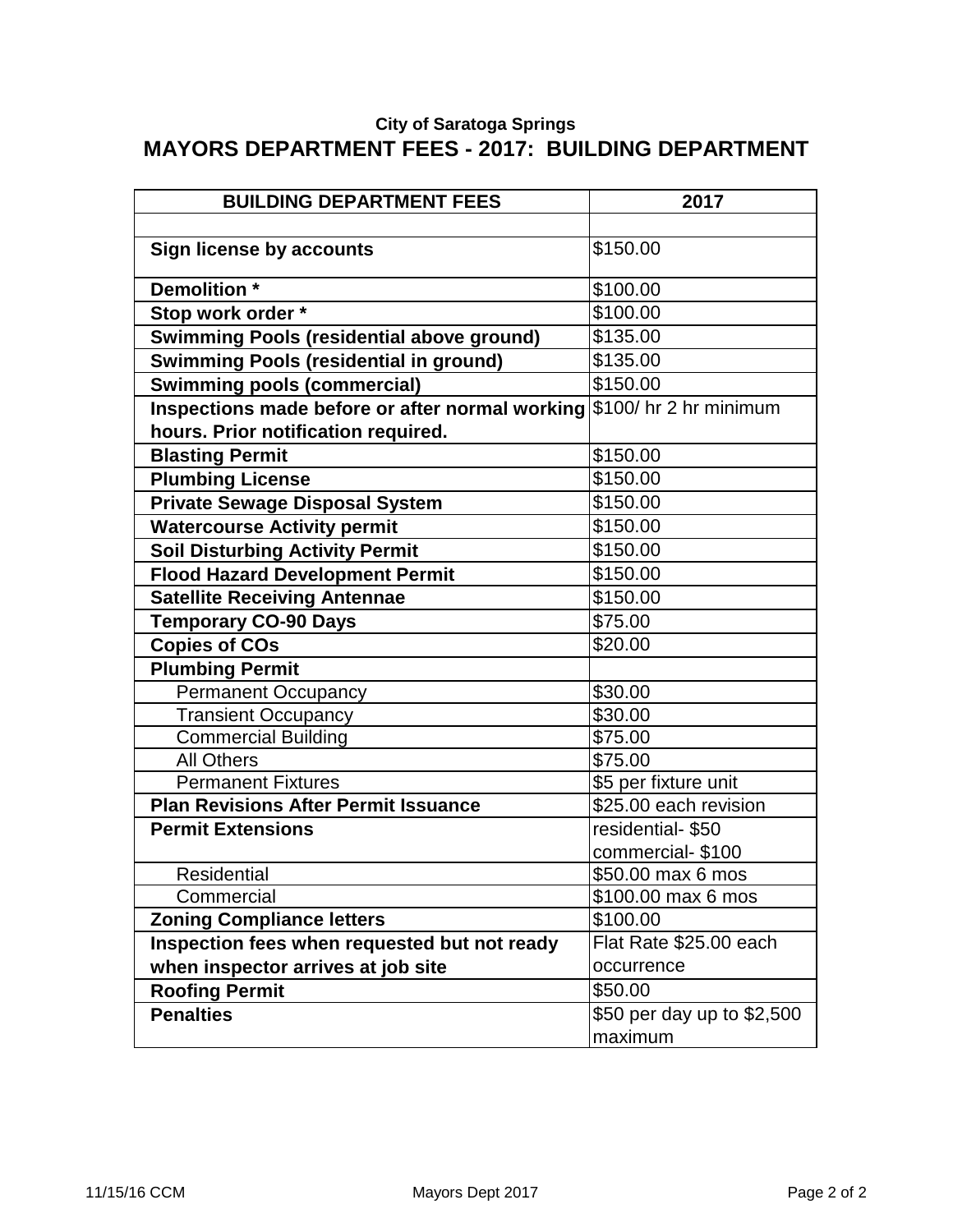**City of Saratoga Springs**

# MAYORS DEPARTMENT FEES - 2017: BUILDING DEPARTMENT

| BUILDING DEPARTMENT FEES | 2017 |
|---|---|
| | |
| **Sign license by accounts** | $150.00 |
| **Demolition *** | $100.00 |
| **Stop work order *** | $100.00 |
| **Swimming Pools (residential above ground)** | $135.00 |
| **Swimming Pools (residential in ground)** | $135.00 |
| **Swimming pools (commercial)** | $150.00 |
| **Inspections made before or after normal working hours. Prior notification required.** | $100/ hr 2 hr minimum |
| **Blasting Permit** | $150.00 |
| **Plumbing License** | $150.00 |
| **Private Sewage Disposal System** | $150.00 |
| **Watercourse Activity permit** | $150.00 |
| **Soil Disturbing Activity Permit** | $150.00 |
| **Flood Hazard Development Permit** | $150.00 |
| **Satellite Receiving Antennae** | $150.00 |
| **Temporary CO-90 Days** | $75.00 |
| **Copies of COs** | $20.00 |
| **Plumbing Permit** | |
| Permanent Occupancy | $30.00 |
| Transient Occupancy | $30.00 |
| Commercial Building | $75.00 |
| All Others | $75.00 |
| Permanent Fixtures | $5 per fixture unit |
| **Plan Revisions After Permit Issuance** | $25.00 each revision |
| **Permit Extensions** | residential- $50 commercial- $100 |
| Residential | $50.00 max 6 mos |
| Commercial | $100.00 max 6 mos |
| **Zoning Compliance letters** | $100.00 |
| **Inspection fees when requested but not ready when inspector arrives at job site** | Flat Rate $25.00 each occurrence |
| **Roofing Permit** | $50.00 |
| **Penalties** | $50 per day up to $2,500 maximum |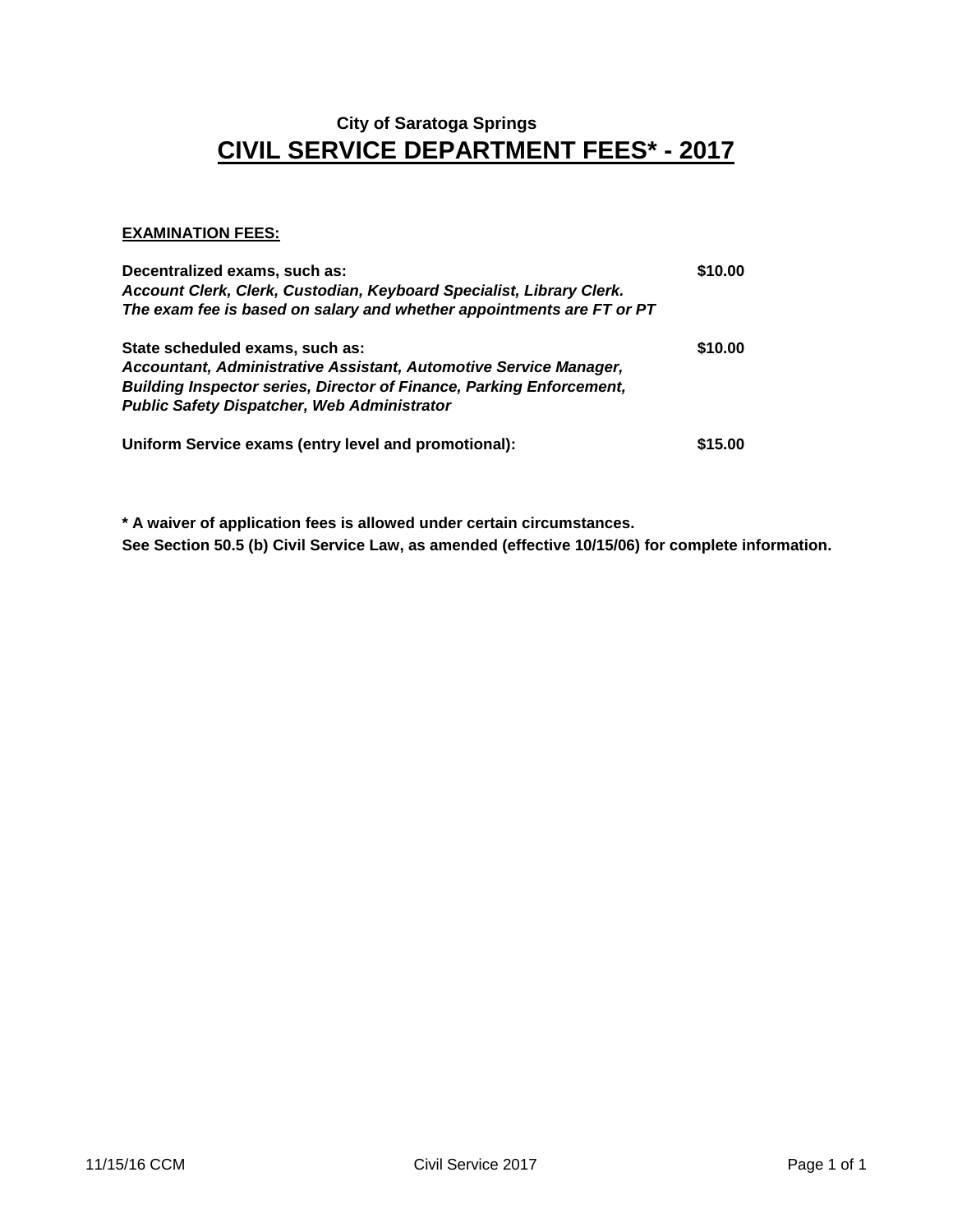**City of Saratoga Springs**

# CIVIL SERVICE DEPARTMENT FEES* - 2017

**EXAMINATION FEES:**

| | |
|---|---|
| **Decentralized exams, such as:**<br>***Account Clerk, Clerk, Custodian, Keyboard Specialist, Library Clerk.***<br>***The exam fee is based on salary and whether appointments are FT or PT*** | **$10.00** |
| **State scheduled exams, such as:**<br>***Accountant, Administrative Assistant, Automotive Service Manager, Building Inspector series, Director of Finance, Parking Enforcement, Public Safety Dispatcher, Web Administrator*** | **$10.00** |
| **Uniform Service exams (entry level and promotional):** | **$15.00** |

**\* A waiver of application fees is allowed under certain circumstances.**
**See Section 50.5 (b) Civil Service Law, as amended (effective 10/15/06) for complete information.**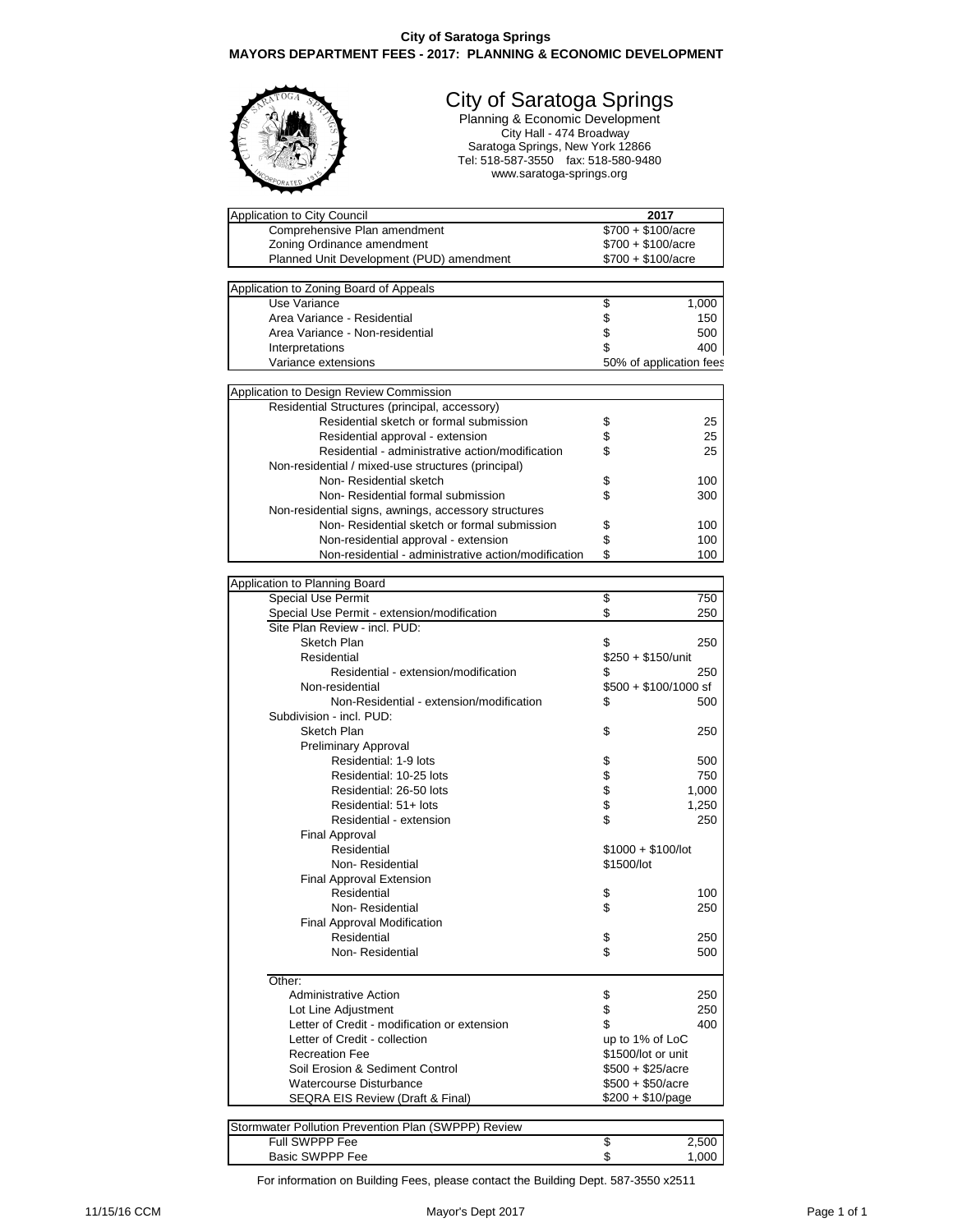**City of Saratoga Springs**
**MAYORS DEPARTMENT FEES - 2017: PLANNING & ECONOMIC DEVELOPMENT**

# City of Saratoga Springs

Planning & Economic Development
City Hall - 474 Broadway
Saratoga Springs, New York 12866
Tel: 518-587-3550 fax: 518-580-9480
www.saratoga-springs.org

| Application to City Council | 2017 |
|---|---|
| Comprehensive Plan amendment | $700 + $100/acre |
| Zoning Ordinance amendment | $700 + $100/acre |
| Planned Unit Development (PUD) amendment | $700 + $100/acre |

| Application to Zoning Board of Appeals | |
|---|---|
| Use Variance | $ 1,000 |
| Area Variance - Residential | $ 150 |
| Area Variance - Non-residential | $ 500 |
| Interpretations | $ 400 |
| Variance extensions | 50% of application fees |

| Application to Design Review Commission | |
|---|---|
| Residential Structures (principal, accessory) | |
| Residential sketch or formal submission | $ 25 |
| Residential approval - extension | $ 25 |
| Residential - administrative action/modification | $ 25 |
| Non-residential / mixed-use structures (principal) | |
| Non- Residential sketch | $ 100 |
| Non- Residential formal submission | $ 300 |
| Non-residential signs, awnings, accessory structures | |
| Non- Residential sketch or formal submission | $ 100 |
| Non-residential approval - extension | $ 100 |
| Non-residential - administrative action/modification | $ 100 |

| Application to Planning Board | |
|---|---|
| Special Use Permit | $ 750 |
| Special Use Permit - extension/modification | $ 250 |
| Site Plan Review - incl. PUD: | |
| Sketch Plan | $ 250 |
| Residential | $250 + $150/unit |
| Residential - extension/modification | $ 250 |
| Non-residential | $500 + $100/1000 sf |
| Non-Residential - extension/modification | $ 500 |
| Subdivision - incl. PUD: | |
| Sketch Plan | $ 250 |
| Preliminary Approval | |
| Residential: 1-9 lots | $ 500 |
| Residential: 10-25 lots | $ 750 |
| Residential: 26-50 lots | $ 1,000 |
| Residential: 51+ lots | $ 1,250 |
| Residential - extension | $ 250 |
| Final Approval | |
| Residential | $1000 + $100/lot |
| Non- Residential | $1500/lot |
| Final Approval Extension | |
| Residential | $ 100 |
| Non- Residential | $ 250 |
| Final Approval Modification | |
| Residential | $ 250 |
| Non- Residential | $ 500 |
| Other: | |
| Administrative Action | $ 250 |
| Lot Line Adjustment | $ 250 |
| Letter of Credit - modification or extension | $ 400 |
| Letter of Credit - collection | up to 1% of LoC |
| Recreation Fee | $1500/lot or unit |
| Soil Erosion & Sediment Control | $500 + $25/acre |
| Watercourse Disturbance | $500 + $50/acre |
| SEQRA EIS Review (Draft & Final) | $200 + $10/page |

| Stormwater Pollution Prevention Plan (SWPPP) Review | |
|---|---|
| Full SWPPP Fee | $ 2,500 |
| Basic SWPPP Fee | $ 1,000 |

For information on Building Fees, please contact the Building Dept. 587-3550 x2511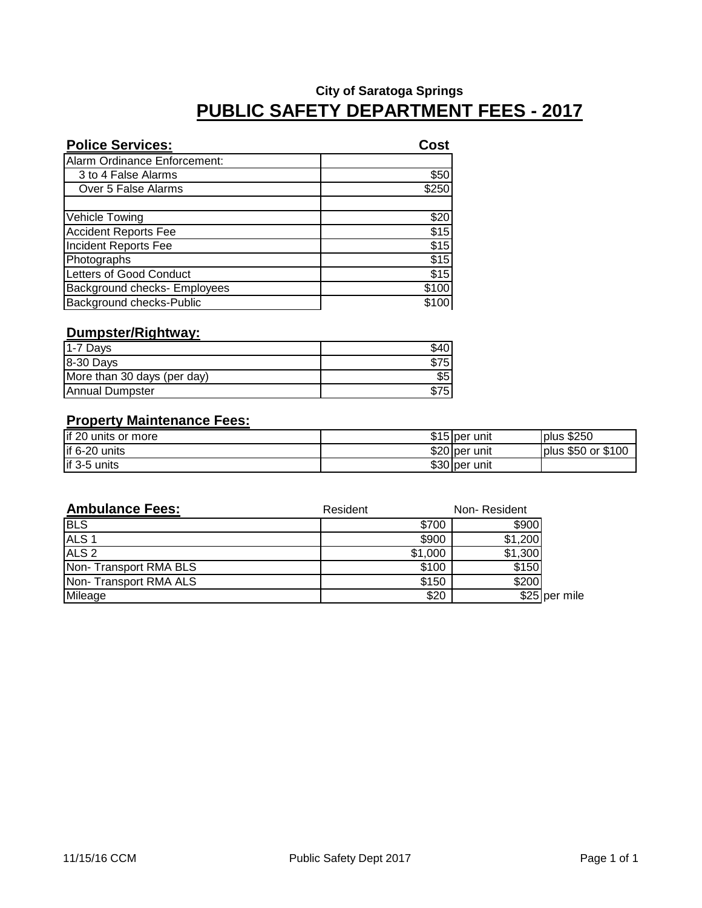**City of Saratoga Springs**

# PUBLIC SAFETY DEPARTMENT FEES - 2017

| **Police Services:** | **Cost** |
|---|---|
| Alarm Ordinance Enforcement: | |
| 3 to 4 False Alarms | $50 |
| Over 5 False Alarms | $250 |
| | |
| Vehicle Towing | $20 |
| Accident Reports Fee | $15 |
| Incident Reports Fee | $15 |
| Photographs | $15 |
| Letters of Good Conduct | $15 |
| Background checks- Employees | $100 |
| Background checks-Public | $100 |

| **Dumpster/Rightway:** | |
|---|---|
| 1-7 Days | $40 |
| 8-30 Days | $75 |
| More than 30 days (per day) | $5 |
| Annual Dumpster | $75 |

| **Property Maintenance Fees:** | | | |
|---|---|---|---|
| if 20 units or more | $15 | per unit | plus $250 |
| if 6-20 units | $20 | per unit | plus $50 or $100 |
| if 3-5 units | $30 | per unit | |

| **Ambulance Fees:** | Resident | Non- Resident | |
|---|---|---|---|
| BLS | $700 | $900 | |
| ALS 1 | $900 | $1,200 | |
| ALS 2 | $1,000 | $1,300 | |
| Non- Transport RMA BLS | $100 | $150 | |
| Non- Transport RMA ALS | $150 | $200 | |
| Mileage | $20 | $25 | per mile |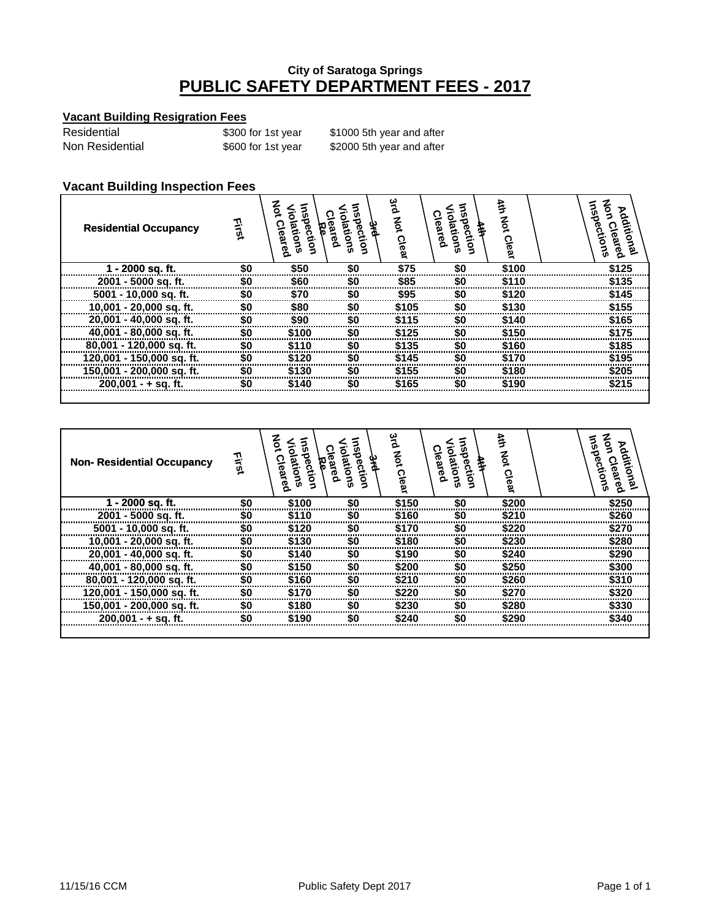## City of Saratoga Springs

# PUBLIC SAFETY DEPARTMENT FEES - 2017

### Vacant Building Resigration Fees

| | | |
|---|---|---|
| Residential | $300 for 1st year | $1000 5th year and after |
| Non Residential | $600 for 1st year | $2000 5th year and after |

### Vacant Building Inspection Fees

| Residential Occupancy | First | Inspection Violations Not Cleared | 3rd Re Inspection Violations Cleared | 3rd Not Clear | 4th Inspection Violations Cleared | 4th Not Clear | Additional Non Cleared Inspections |
|---|---|---|---|---|---|---|---|
| 1 - 2000 sq. ft. | $0 | $50 | $0 | $75 | $0 | $100 | $125 |
| 2001 - 5000 sq. ft. | $0 | $60 | $0 | $85 | $0 | $110 | $135 |
| 5001 - 10,000 sq. ft. | $0 | $70 | $0 | $95 | $0 | $120 | $145 |
| 10,001 - 20,000 sq. ft. | $0 | $80 | $0 | $105 | $0 | $130 | $155 |
| 20,001 - 40,000 sq. ft. | $0 | $90 | $0 | $115 | $0 | $140 | $165 |
| 40,001 - 80,000 sq. ft. | $0 | $100 | $0 | $125 | $0 | $150 | $175 |
| 80,001 - 120,000 sq. ft. | $0 | $110 | $0 | $135 | $0 | $160 | $185 |
| 120,001 - 150,000 sq. ft. | $0 | $120 | $0 | $145 | $0 | $170 | $195 |
| 150,001 - 200,000 sq. ft. | $0 | $130 | $0 | $155 | $0 | $180 | $205 |
| 200,001 - + sq. ft. | $0 | $140 | $0 | $165 | $0 | $190 | $215 |

| Non- Residential Occupancy | First | Inspection Violations Not Cleared | 3rd Re Inspection Violations Cleared | 3rd Not Clear | 4th Inspection Violations Cleared | 4th Not Clear | Additional Non Cleared Inspections |
|---|---|---|---|---|---|---|---|
| 1 - 2000 sq. ft. | $0 | $100 | $0 | $150 | $0 | $200 | $250 |
| 2001 - 5000 sq. ft. | $0 | $110 | $0 | $160 | $0 | $210 | $260 |
| 5001 - 10,000 sq. ft. | $0 | $120 | $0 | $170 | $0 | $220 | $270 |
| 10,001 - 20,000 sq. ft. | $0 | $130 | $0 | $180 | $0 | $230 | $280 |
| 20,001 - 40,000 sq. ft. | $0 | $140 | $0 | $190 | $0 | $240 | $290 |
| 40,001 - 80,000 sq. ft. | $0 | $150 | $0 | $200 | $0 | $250 | $300 |
| 80,001 - 120,000 sq. ft. | $0 | $160 | $0 | $210 | $0 | $260 | $310 |
| 120,001 - 150,000 sq. ft. | $0 | $170 | $0 | $220 | $0 | $270 | $320 |
| 150,001 - 200,000 sq. ft. | $0 | $180 | $0 | $230 | $0 | $280 | $330 |
| 200,001 - + sq. ft. | $0 | $190 | $0 | $240 | $0 | $290 | $340 |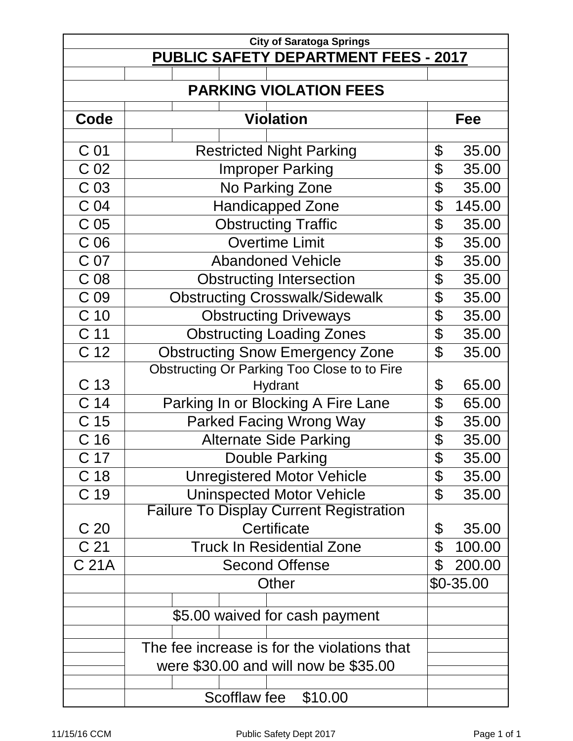City of Saratoga Springs

# PUBLIC SAFETY DEPARTMENT FEES - 2017

## PARKING VIOLATION FEES

| Code | Violation | Fee |
|---|---|---|
| C 01 | Restricted Night Parking | $ 35.00 |
| C 02 | Improper Parking | $ 35.00 |
| C 03 | No Parking Zone | $ 35.00 |
| C 04 | Handicapped Zone | $ 145.00 |
| C 05 | Obstructing Traffic | $ 35.00 |
| C 06 | Overtime Limit | $ 35.00 |
| C 07 | Abandoned Vehicle | $ 35.00 |
| C 08 | Obstructing Intersection | $ 35.00 |
| C 09 | Obstructing Crosswalk/Sidewalk | $ 35.00 |
| C 10 | Obstructing Driveways | $ 35.00 |
| C 11 | Obstructing Loading Zones | $ 35.00 |
| C 12 | Obstructing Snow Emergency Zone | $ 35.00 |
| C 13 | Obstructing Or Parking Too Close to to Fire Hydrant | $ 65.00 |
| C 14 | Parking In or Blocking A Fire Lane | $ 65.00 |
| C 15 | Parked Facing Wrong Way | $ 35.00 |
| C 16 | Alternate Side Parking | $ 35.00 |
| C 17 | Double Parking | $ 35.00 |
| C 18 | Unregistered Motor Vehicle | $ 35.00 |
| C 19 | Uninspected Motor Vehicle | $ 35.00 |
| C 20 | Failure To Display Current Registration Certificate | $ 35.00 |
| C 21 | Truck In Residential Zone | $ 100.00 |
| C 21A | Second Offense | $ 200.00 |
| | Other | $0-35.00 |
| | $5.00 waived for cash payment | |
| | The fee increase is for the violations that were $30.00 and will now be $35.00 | |
| | Scofflaw fee $10.00 | |

11/15/16 CCM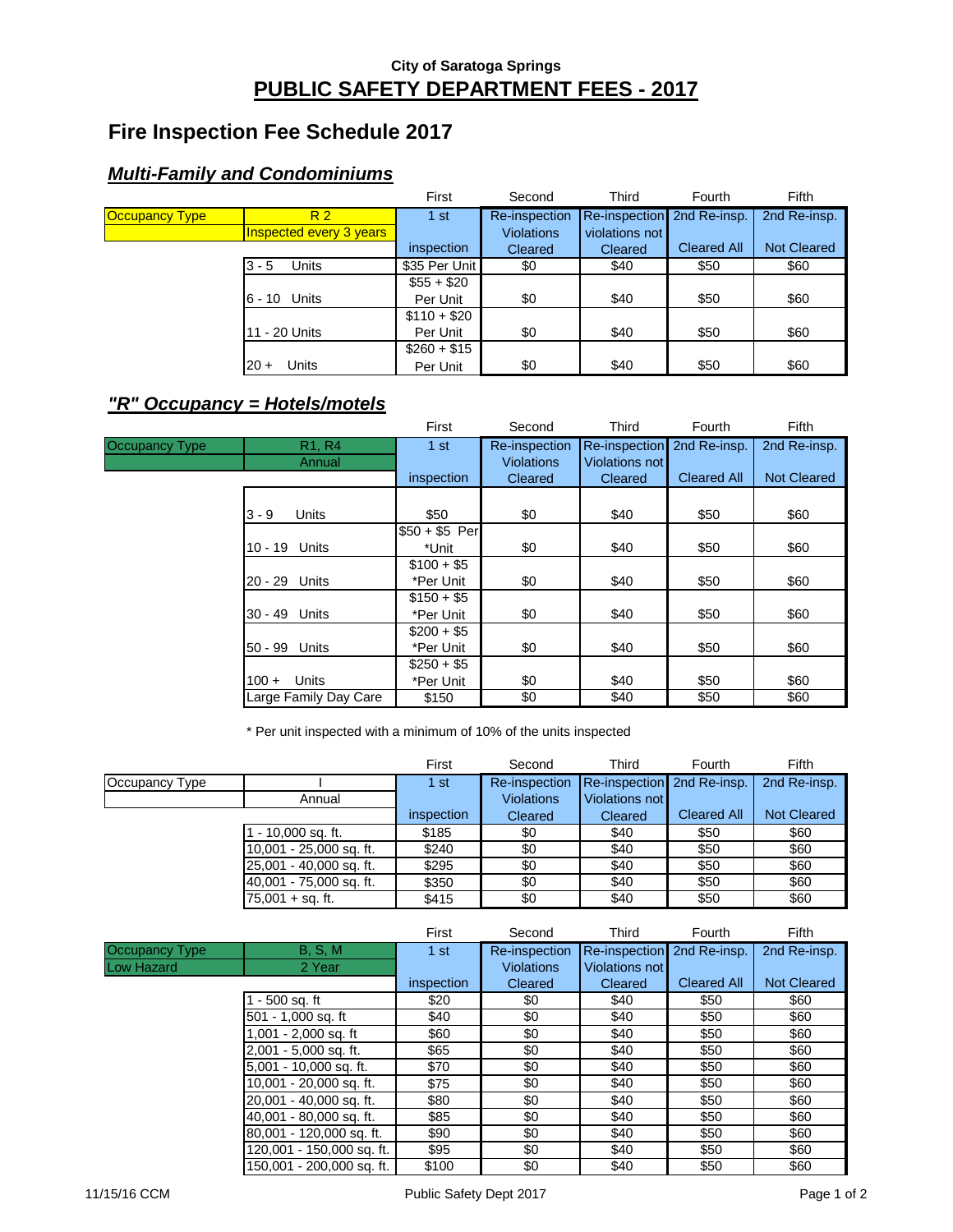City of Saratoga Springs

# PUBLIC SAFETY DEPARTMENT FEES - 2017

## Fire Inspection Fee Schedule 2017

### *Multi-Family and Condominiums*

| | | First | Second | Third | Fourth | Fifth |
|---|---|---|---|---|---|---|
| Occupancy Type | R 2<br>Inspected every 3 years | 1 st inspection | Re-inspection Violations Cleared | Re-inspection violations not Cleared | 2nd Re-insp. Cleared All | 2nd Re-insp. Not Cleared |
| | 3 - 5 Units | $35 Per Unit | $0 | $40 | $50 | $60 |
| | 6 - 10 Units | $55 + $20 Per Unit | $0 | $40 | $50 | $60 |
| | 11 - 20 Units | $110 + $20 Per Unit | $0 | $40 | $50 | $60 |
| | 20 + Units | $260 + $15 Per Unit | $0 | $40 | $50 | $60 |

### *"R" Occupancy = Hotels/motels*

| | | First | Second | Third | Fourth | Fifth |
|---|---|---|---|---|---|---|
| Occupancy Type | R1, R4<br>Annual | 1 st inspection | Re-inspection Violations Cleared | Re-inspection Violations not Cleared | 2nd Re-insp. Cleared All | 2nd Re-insp. Not Cleared |
| | 3 - 9 Units | $50 | $0 | $40 | $50 | $60 |
| | 10 - 19 Units | $50 + $5 Per *Unit | $0 | $40 | $50 | $60 |
| | 20 - 29 Units | $100 + $5 *Per Unit | $0 | $40 | $50 | $60 |
| | 30 - 49 Units | $150 + $5 *Per Unit | $0 | $40 | $50 | $60 |
| | 50 - 99 Units | $200 + $5 *Per Unit | $0 | $40 | $50 | $60 |
| | 100 + Units | $250 + $5 *Per Unit | $0 | $40 | $50 | $60 |
| | Large Family Day Care | $150 | $0 | $40 | $50 | $60 |

* Per unit inspected with a minimum of 10% of the units inspected

| | | First | Second | Third | Fourth | Fifth |
|---|---|---|---|---|---|---|
| Occupancy Type | I<br>Annual | 1 st inspection | Re-inspection Violations Cleared | Re-inspection Violations not Cleared | 2nd Re-insp. Cleared All | 2nd Re-insp. Not Cleared |
| | 1 - 10,000 sq. ft. | $185 | $0 | $40 | $50 | $60 |
| | 10,001 - 25,000 sq. ft. | $240 | $0 | $40 | $50 | $60 |
| | 25,001 - 40,000 sq. ft. | $295 | $0 | $40 | $50 | $60 |
| | 40,001 - 75,000 sq. ft. | $350 | $0 | $40 | $50 | $60 |
| | 75,001 + sq. ft. | $415 | $0 | $40 | $50 | $60 |

| | | First | Second | Third | Fourth | Fifth |
|---|---|---|---|---|---|---|
| Occupancy Type<br>Low Hazard | B, S, M<br>2 Year | 1 st inspection | Re-inspection Violations Cleared | Re-inspection Violations not Cleared | 2nd Re-insp. Cleared All | 2nd Re-insp. Not Cleared |
| | 1 - 500 sq. ft | $20 | $0 | $40 | $50 | $60 |
| | 501 - 1,000 sq. ft | $40 | $0 | $40 | $50 | $60 |
| | 1,001 - 2,000 sq. ft | $60 | $0 | $40 | $50 | $60 |
| | 2,001 - 5,000 sq. ft. | $65 | $0 | $40 | $50 | $60 |
| | 5,001 - 10,000 sq. ft. | $70 | $0 | $40 | $50 | $60 |
| | 10,001 - 20,000 sq. ft. | $75 | $0 | $40 | $50 | $60 |
| | 20,001 - 40,000 sq. ft. | $80 | $0 | $40 | $50 | $60 |
| | 40,001 - 80,000 sq. ft. | $85 | $0 | $40 | $50 | $60 |
| | 80,001 - 120,000 sq. ft. | $90 | $0 | $40 | $50 | $60 |
| | 120,001 - 150,000 sq. ft. | $95 | $0 | $40 | $50 | $60 |
| | 150,001 - 200,000 sq. ft. | $100 | $0 | $40 | $50 | $60 |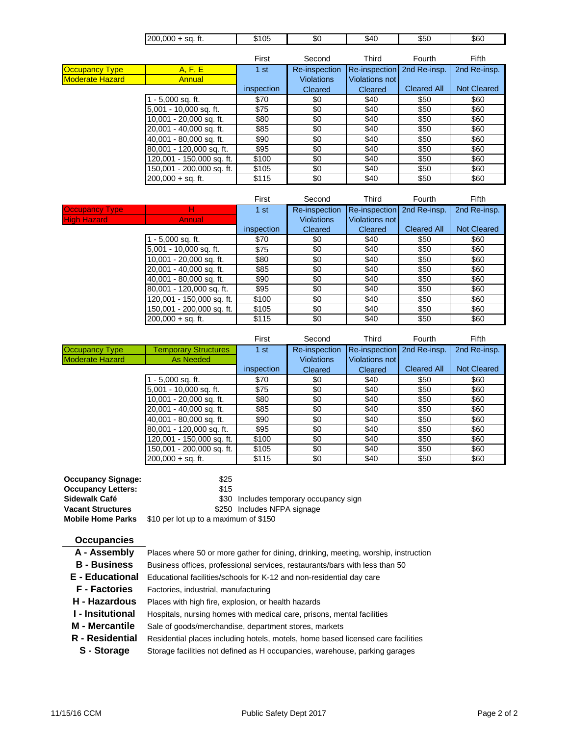| 200,000 + sq. ft. | $105 | $0 | $40 | $50 | $60 |
|---|---|---|---|---|---|

| | | First | Second | Third | Fourth | Fifth |
|---|---|---|---|---|---|---|
| Occupancy Type | A, F, E | 1 st | Re-inspection | Re-inspection | 2nd Re-insp. | 2nd Re-insp. |
| Moderate Hazard | Annual | | Violations | Violations not | | |
| | | inspection | Cleared | Cleared | Cleared All | Not Cleared |
| | 1 - 5,000 sq. ft. | $70 | $0 | $40 | $50 | $60 |
| | 5,001 - 10,000 sq. ft. | $75 | $0 | $40 | $50 | $60 |
| | 10,001 - 20,000 sq. ft. | $80 | $0 | $40 | $50 | $60 |
| | 20,001 - 40,000 sq. ft. | $85 | $0 | $40 | $50 | $60 |
| | 40,001 - 80,000 sq. ft. | $90 | $0 | $40 | $50 | $60 |
| | 80,001 - 120,000 sq. ft. | $95 | $0 | $40 | $50 | $60 |
| | 120,001 - 150,000 sq. ft. | $100 | $0 | $40 | $50 | $60 |
| | 150,001 - 200,000 sq. ft. | $105 | $0 | $40 | $50 | $60 |
| | 200,000 + sq. ft. | $115 | $0 | $40 | $50 | $60 |

| | | First | Second | Third | Fourth | Fifth |
|---|---|---|---|---|---|---|
| Occupancy Type | H | 1 st | Re-inspection | Re-inspection | 2nd Re-insp. | 2nd Re-insp. |
| High Hazard | Annual | | Violations | Violations not | | |
| | | inspection | Cleared | Cleared | Cleared All | Not Cleared |
| | 1 - 5,000 sq. ft. | $70 | $0 | $40 | $50 | $60 |
| | 5,001 - 10,000 sq. ft. | $75 | $0 | $40 | $50 | $60 |
| | 10,001 - 20,000 sq. ft. | $80 | $0 | $40 | $50 | $60 |
| | 20,001 - 40,000 sq. ft. | $85 | $0 | $40 | $50 | $60 |
| | 40,001 - 80,000 sq. ft. | $90 | $0 | $40 | $50 | $60 |
| | 80,001 - 120,000 sq. ft. | $95 | $0 | $40 | $50 | $60 |
| | 120,001 - 150,000 sq. ft. | $100 | $0 | $40 | $50 | $60 |
| | 150,001 - 200,000 sq. ft. | $105 | $0 | $40 | $50 | $60 |
| | 200,000 + sq. ft. | $115 | $0 | $40 | $50 | $60 |

| | | First | Second | Third | Fourth | Fifth |
|---|---|---|---|---|---|---|
| Occupancy Type | Temporary Structures | 1 st | Re-inspection | Re-inspection | 2nd Re-insp. | 2nd Re-insp. |
| Moderate Hazard | As Needed | | Violations | Violations not | | |
| | | inspection | Cleared | Cleared | Cleared All | Not Cleared |
| | 1 - 5,000 sq. ft. | $70 | $0 | $40 | $50 | $60 |
| | 5,001 - 10,000 sq. ft. | $75 | $0 | $40 | $50 | $60 |
| | 10,001 - 20,000 sq. ft. | $80 | $0 | $40 | $50 | $60 |
| | 20,001 - 40,000 sq. ft. | $85 | $0 | $40 | $50 | $60 |
| | 40,001 - 80,000 sq. ft. | $90 | $0 | $40 | $50 | $60 |
| | 80,001 - 120,000 sq. ft. | $95 | $0 | $40 | $50 | $60 |
| | 120,001 - 150,000 sq. ft. | $100 | $0 | $40 | $50 | $60 |
| | 150,001 - 200,000 sq. ft. | $105 | $0 | $40 | $50 | $60 |
| | 200,000 + sq. ft. | $115 | $0 | $40 | $50 | $60 |

**Occupancy Signage:** $25
**Occupancy Letters:** $15
**Sidewalk Café** $30 Includes temporary occupancy sign
**Vacant Structures** $250 Includes NFPA signage
**Mobile Home Parks** $10 per lot up to a maximum of $150

## Occupancies

| | |
|---|---|
| **A - Assembly** | Places where 50 or more gather for dining, drinking, meeting, worship, instruction |
| **B - Business** | Business offices, professional services, restaurants/bars with less than 50 |
| **E - Educational** | Educational facilities/schools for K-12 and non-residential day care |
| **F - Factories** | Factories, industrial, manufacturing |
| **H - Hazardous** | Places with high fire, explosion, or health hazards |
| **I - Insitutional** | Hospitals, nursing homes with medical care, prisons, mental facilities |
| **M - Mercantile** | Sale of goods/merchandise, department stores, markets |
| **R - Residential** | Residential places including hotels, motels, home based licensed care facilities |
| **S - Storage** | Storage facilities not defined as H occupancies, warehouse, parking garages |

11/15/16 CCM Public Safety Dept 2017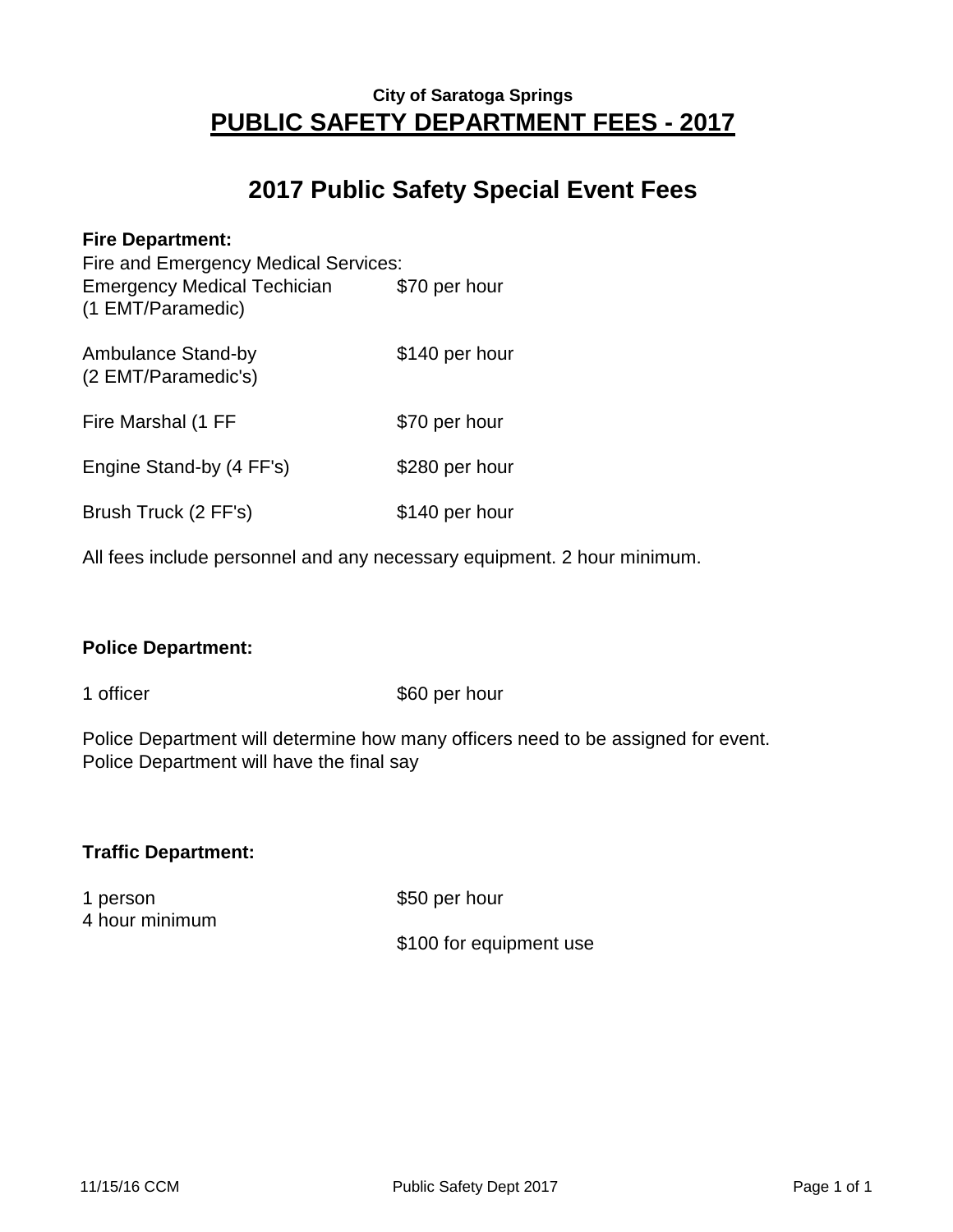**City of Saratoga Springs**

# PUBLIC SAFETY DEPARTMENT FEES - 2017

## 2017 Public Safety Special Event Fees

**Fire Department:**

Fire and Emergency Medical Services:

| | |
|---|---|
| Emergency Medical Techician (1 EMT/Paramedic) | $70 per hour |
| Ambulance Stand-by (2 EMT/Paramedic's) | $140 per hour |
| Fire Marshal (1 FF | $70 per hour |
| Engine Stand-by (4 FF's) | $280 per hour |
| Brush Truck (2 FF's) | $140 per hour |

All fees include personnel and any necessary equipment. 2 hour minimum.

**Police Department:**

| | |
|---|---|
| 1 officer | $60 per hour |

Police Department will determine how many officers need to be assigned for event.
Police Department will have the final say

**Traffic Department:**

| | |
|---|---|
| 1 person | $50 per hour |
| 4 hour minimum | |
| | $100 for equipment use |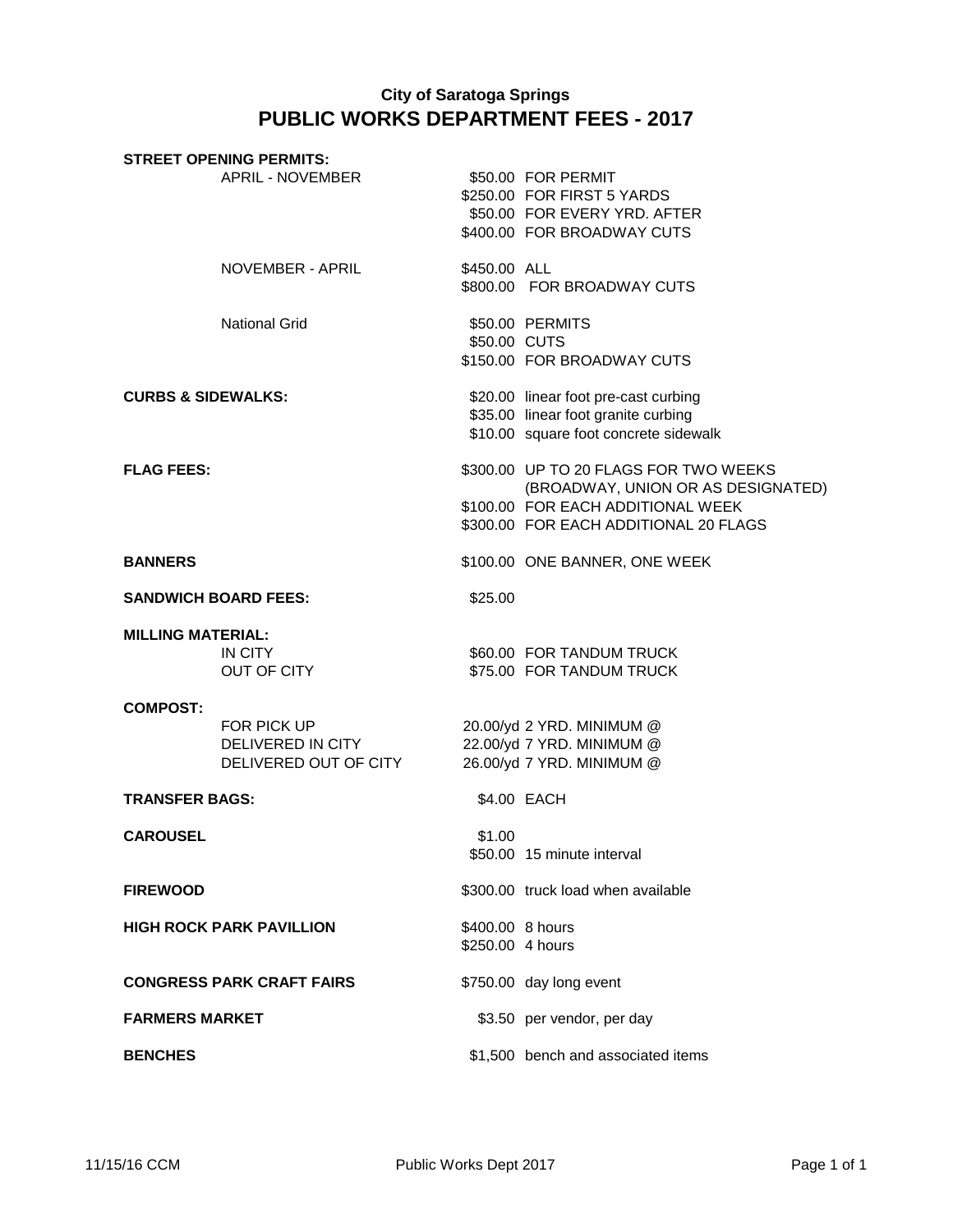# City of Saratoga Springs
# PUBLIC WORKS DEPARTMENT FEES - 2017

| Category | Subcategory | Fee | Description |
|---|---|---|---|
| **STREET OPENING PERMITS:** | | | |
| | APRIL - NOVEMBER | $50.00 | FOR PERMIT |
| | | $250.00 | FOR FIRST 5 YARDS |
| | | $50.00 | FOR EVERY YRD. AFTER |
| | | $400.00 | FOR BROADWAY CUTS |
| | NOVEMBER - APRIL | $450.00 | ALL |
| | | $800.00 | FOR BROADWAY CUTS |
| | National Grid | $50.00 | PERMITS |
| | | $50.00 | CUTS |
| | | $150.00 | FOR BROADWAY CUTS |
| **CURBS & SIDEWALKS:** | | $20.00 | linear foot pre-cast curbing |
| | | $35.00 | linear foot granite curbing |
| | | $10.00 | square foot concrete sidewalk |
| **FLAG FEES:** | | $300.00 | UP TO 20 FLAGS FOR TWO WEEKS (BROADWAY, UNION OR AS DESIGNATED) |
| | | $100.00 | FOR EACH ADDITIONAL WEEK |
| | | $300.00 | FOR EACH ADDITIONAL 20 FLAGS |
| **BANNERS** | | $100.00 | ONE BANNER, ONE WEEK |
| **SANDWICH BOARD FEES:** | | $25.00 | |
| **MILLING MATERIAL:** | | | |
| | IN CITY | $60.00 | FOR TANDUM TRUCK |
| | OUT OF CITY | $75.00 | FOR TANDUM TRUCK |
| **COMPOST:** | | | |
| | FOR PICK UP | 20.00/yd | 2 YRD. MINIMUM @ |
| | DELIVERED IN CITY | 22.00/yd | 7 YRD. MINIMUM @ |
| | DELIVERED OUT OF CITY | 26.00/yd | 7 YRD. MINIMUM @ |
| **TRANSFER BAGS:** | | $4.00 | EACH |
| **CAROUSEL** | | $1.00 | |
| | | $50.00 | 15 minute interval |
| **FIREWOOD** | | $300.00 | truck load when available |
| **HIGH ROCK PARK PAVILLION** | | $400.00 | 8 hours |
| | | $250.00 | 4 hours |
| **CONGRESS PARK CRAFT FAIRS** | | $750.00 | day long event |
| **FARMERS MARKET** | | $3.50 | per vendor, per day |
| **BENCHES** | | $1,500 | bench and associated items |

11/15/16 CCM Public Works Dept 2017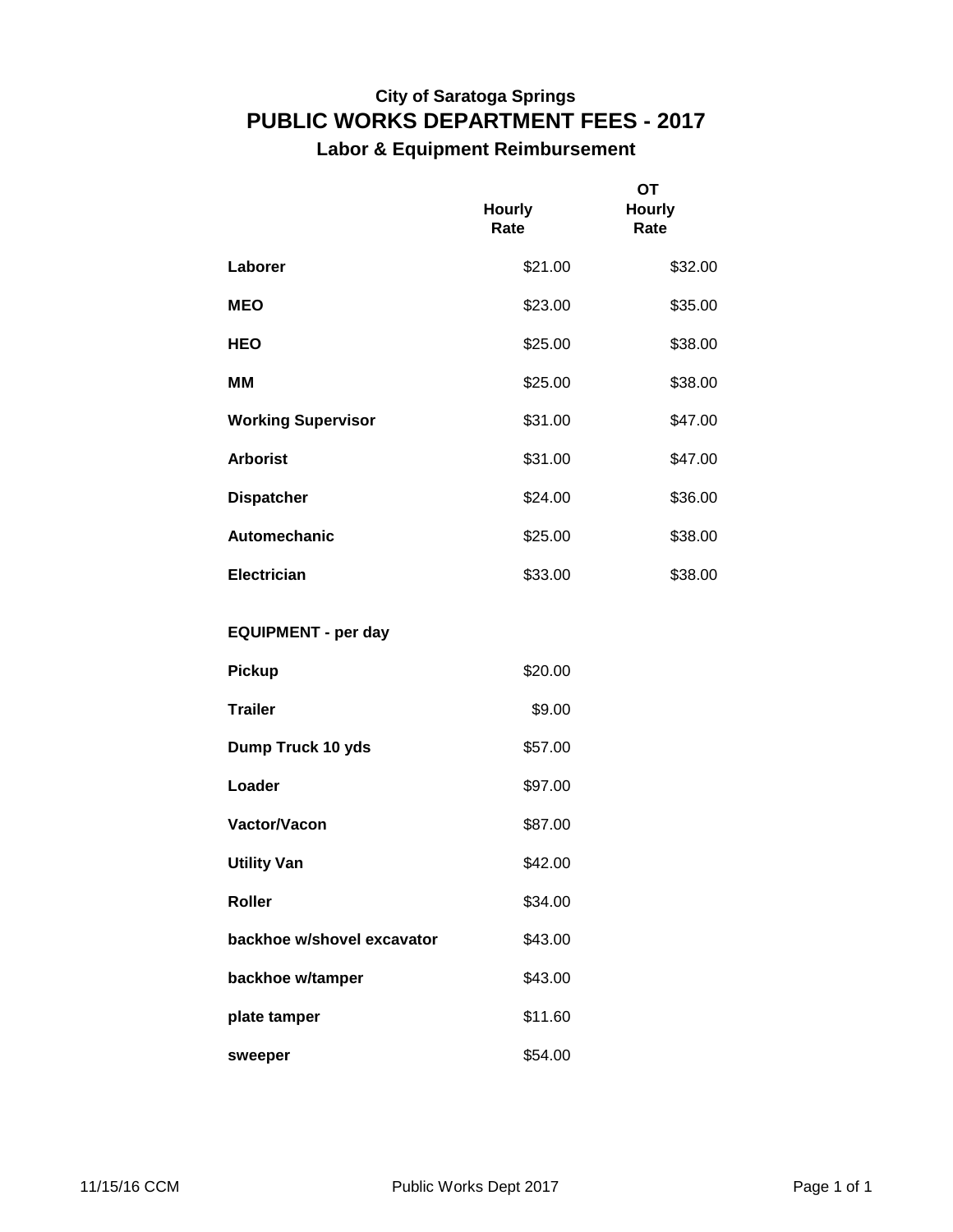### City of Saratoga Springs

## PUBLIC WORKS DEPARTMENT FEES - 2017

### Labor & Equipment Reimbursement

| | Hourly Rate | OT Hourly Rate |
|---|---|---|
| **Laborer** | $21.00 | $32.00 |
| **MEO** | $23.00 | $35.00 |
| **HEO** | $25.00 | $38.00 |
| **MM** | $25.00 | $38.00 |
| **Working Supervisor** | $31.00 | $47.00 |
| **Arborist** | $31.00 | $47.00 |
| **Dispatcher** | $24.00 | $36.00 |
| **Automechanic** | $25.00 | $38.00 |
| **Electrician** | $33.00 | $38.00 |
| **EQUIPMENT - per day** | | |
| **Pickup** | $20.00 | |
| **Trailer** | $9.00 | |
| **Dump Truck 10 yds** | $57.00 | |
| **Loader** | $97.00 | |
| **Vactor/Vacon** | $87.00 | |
| **Utility Van** | $42.00 | |
| **Roller** | $34.00 | |
| **backhoe w/shovel excavator** | $43.00 | |
| **backhoe w/tamper** | $43.00 | |
| **plate tamper** | $11.60 | |
| **sweeper** | $54.00 | |

11/15/16 CCM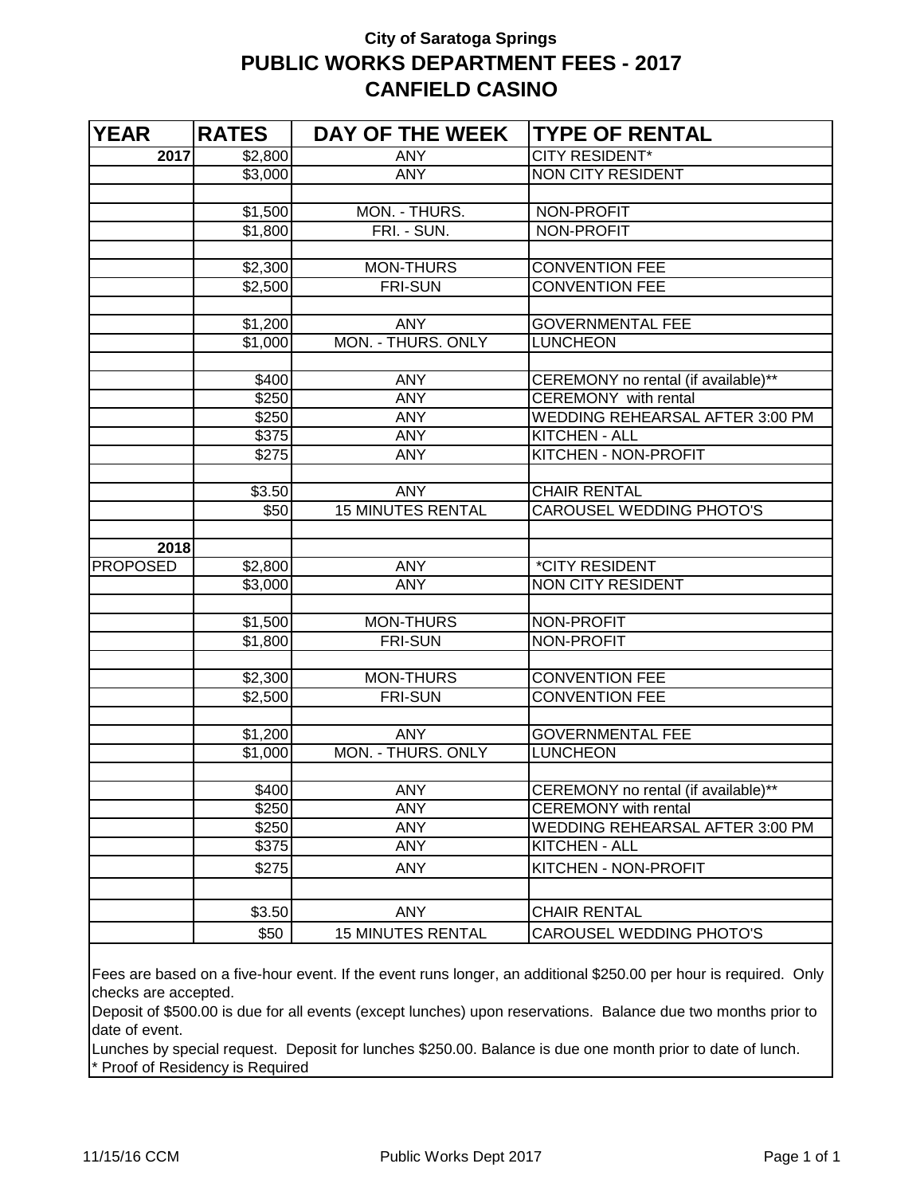**City of Saratoga Springs**

# PUBLIC WORKS DEPARTMENT FEES - 2017

## CANFIELD CASINO

| YEAR | RATES | DAY OF THE WEEK | TYPE OF RENTAL |
|---|---|---|---|
| 2017 | $2,800 | ANY | CITY RESIDENT* |
| | $3,000 | ANY | NON CITY RESIDENT |
| | | | |
| | $1,500 | MON. - THURS. | NON-PROFIT |
| | $1,800 | FRI. - SUN. | NON-PROFIT |
| | | | |
| | $2,300 | MON-THURS | CONVENTION FEE |
| | $2,500 | FRI-SUN | CONVENTION FEE |
| | | | |
| | $1,200 | ANY | GOVERNMENTAL FEE |
| | $1,000 | MON. - THURS. ONLY | LUNCHEON |
| | | | |
| | $400 | ANY | CEREMONY no rental (if available)** |
| | $250 | ANY | CEREMONY with rental |
| | $250 | ANY | WEDDING REHEARSAL AFTER 3:00 PM |
| | $375 | ANY | KITCHEN - ALL |
| | $275 | ANY | KITCHEN - NON-PROFIT |
| | | | |
| | $3.50 | ANY | CHAIR RENTAL |
| | $50 | 15 MINUTES RENTAL | CAROUSEL WEDDING PHOTO'S |
| | | | |
| 2018 | | | |
| PROPOSED | $2,800 | ANY | *CITY RESIDENT |
| | $3,000 | ANY | NON CITY RESIDENT |
| | | | |
| | $1,500 | MON-THURS | NON-PROFIT |
| | $1,800 | FRI-SUN | NON-PROFIT |
| | | | |
| | $2,300 | MON-THURS | CONVENTION FEE |
| | $2,500 | FRI-SUN | CONVENTION FEE |
| | | | |
| | $1,200 | ANY | GOVERNMENTAL FEE |
| | $1,000 | MON. - THURS. ONLY | LUNCHEON |
| | | | |
| | $400 | ANY | CEREMONY no rental (if available)** |
| | $250 | ANY | CEREMONY with rental |
| | $250 | ANY | WEDDING REHEARSAL AFTER 3:00 PM |
| | $375 | ANY | KITCHEN - ALL |
| | $275 | ANY | KITCHEN - NON-PROFIT |
| | | | |
| | $3.50 | ANY | CHAIR RENTAL |
| | $50 | 15 MINUTES RENTAL | CAROUSEL WEDDING PHOTO'S |

Fees are based on a five-hour event. If the event runs longer, an additional $250.00 per hour is required. Only checks are accepted.

Deposit of $500.00 is due for all events (except lunches) upon reservations. Balance due two months prior to date of event.

Lunches by special request. Deposit for lunches $250.00. Balance is due one month prior to date of lunch.

* Proof of Residency is Required

11/15/16 CCM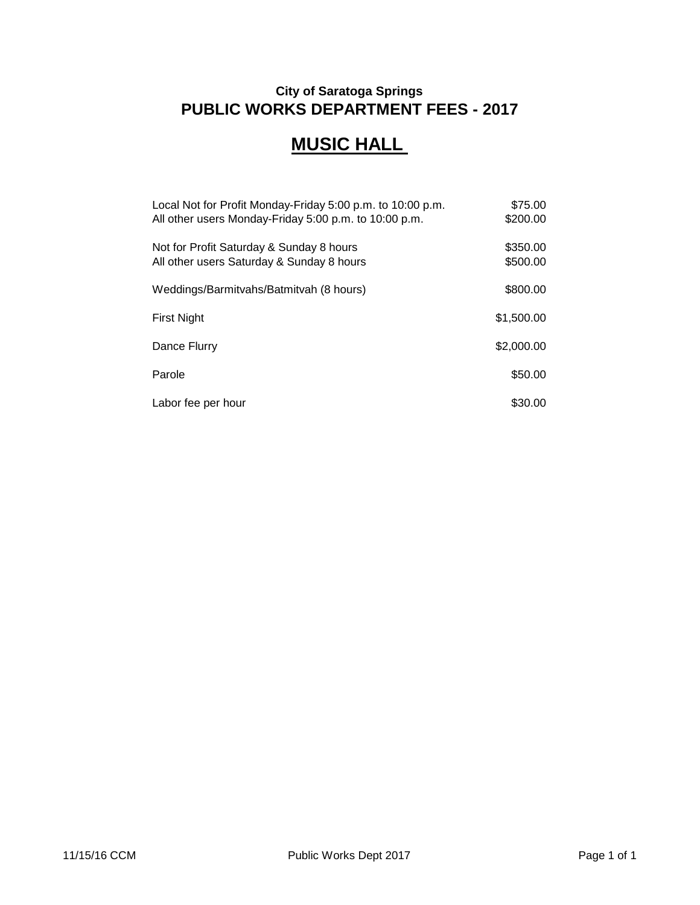**City of Saratoga Springs**

## PUBLIC WORKS DEPARTMENT FEES - 2017

# MUSIC HALL

| | |
|---|---|
| Local Not for Profit Monday-Friday 5:00 p.m. to 10:00 p.m. | $75.00 |
| All other users Monday-Friday 5:00 p.m. to 10:00 p.m. | $200.00 |
| Not for Profit Saturday & Sunday 8 hours | $350.00 |
| All other users Saturday & Sunday 8 hours | $500.00 |
| Weddings/Barmitvahs/Batmitvah (8 hours) | $800.00 |
| First Night | $1,500.00 |
| Dance Flurry | $2,000.00 |
| Parole | $50.00 |
| Labor fee per hour | $30.00 |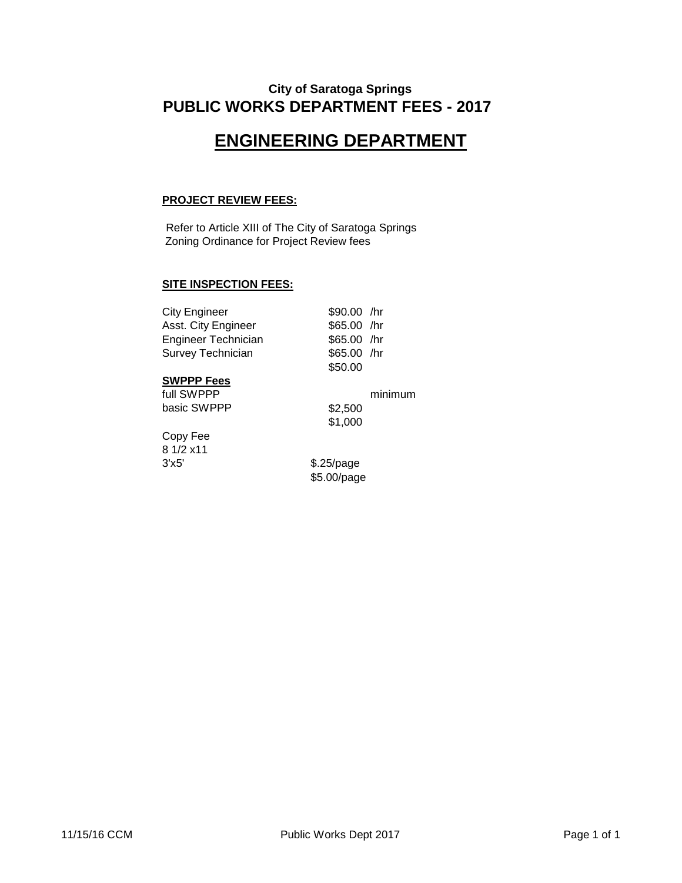### City of Saratoga Springs

## PUBLIC WORKS DEPARTMENT FEES - 2017

# ENGINEERING DEPARTMENT

**PROJECT REVIEW FEES:**

Refer to Article XIII of The City of Saratoga Springs Zoning Ordinance for Project Review fees

**SITE INSPECTION FEES:**

| | | |
|---|---|---|
| City Engineer | $90.00 | /hr |
| Asst. City Engineer | $65.00 | /hr |
| Engineer Technician | $65.00 | /hr |
| Survey Technician | $65.00 | /hr |
| | $50.00 | |
| **SWPPP Fees** | | |
| full SWPPP | | minimum |
| basic SWPPP | $2,500 | |
| | $1,000 | |
| Copy Fee | | |
| 8 1/2 x11 | | |
| 3'x5' | $.25/page | |
| | $5.00/page | |

11/15/16 CCM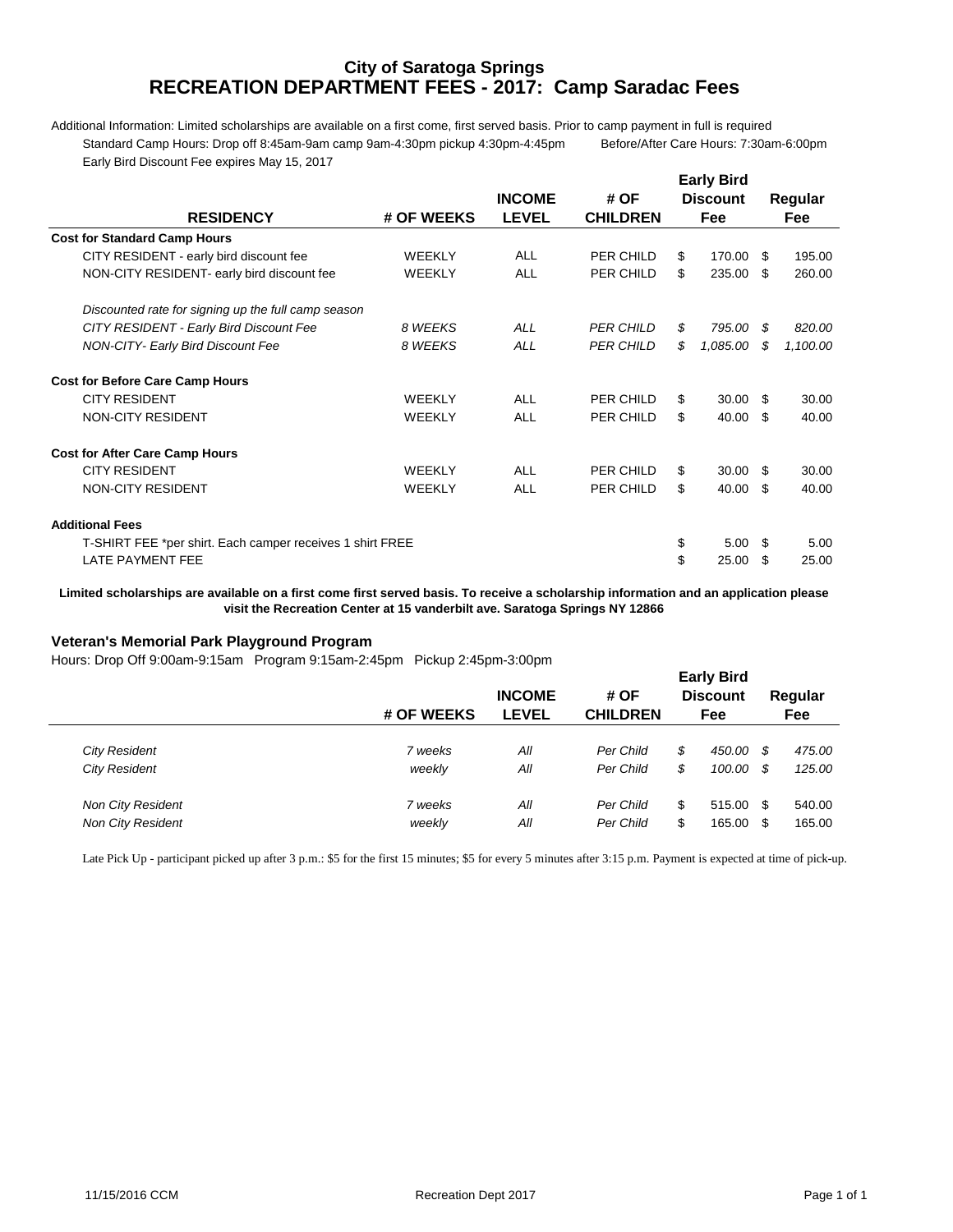# City of Saratoga Springs
## RECREATION DEPARTMENT FEES - 2017: Camp Saradac Fees

Additional Information: Limited scholarships are available on a first come, first served basis. Prior to camp payment in full is required

Standard Camp Hours: Drop off 8:45am-9am camp 9am-4:30pm pickup 4:30pm-4:45pm     Before/After Care Hours: 7:30am-6:00pm

Early Bird Discount Fee expires May 15, 2017

| RESIDENCY | # OF WEEKS | INCOME LEVEL | # OF CHILDREN | Early Bird Discount Fee | Regular Fee |
|---|---|---|---|---|---|
| **Cost for Standard Camp Hours** | | | | | |
| CITY RESIDENT - early bird discount fee | WEEKLY | ALL | PER CHILD | $ 170.00 | $ 195.00 |
| NON-CITY RESIDENT- early bird discount fee | WEEKLY | ALL | PER CHILD | $ 235.00 | $ 260.00 |
| *Discounted rate for signing up the full camp season* | | | | | |
| *CITY RESIDENT - Early Bird Discount Fee* | *8 WEEKS* | *ALL* | *PER CHILD* | *$ 795.00* | *$ 820.00* |
| *NON-CITY- Early Bird Discount Fee* | *8 WEEKS* | *ALL* | *PER CHILD* | *$ 1,085.00* | *$ 1,100.00* |
| **Cost for Before Care Camp Hours** | | | | | |
| CITY RESIDENT | WEEKLY | ALL | PER CHILD | $ 30.00 | $ 30.00 |
| NON-CITY RESIDENT | WEEKLY | ALL | PER CHILD | $ 40.00 | $ 40.00 |
| **Cost for After Care Camp Hours** | | | | | |
| CITY RESIDENT | WEEKLY | ALL | PER CHILD | $ 30.00 | $ 30.00 |
| NON-CITY RESIDENT | WEEKLY | ALL | PER CHILD | $ 40.00 | $ 40.00 |
| **Additional Fees** | | | | | |
| T-SHIRT FEE *per shirt. Each camper receives 1 shirt FREE | | | | $ 5.00 | $ 5.00 |
| LATE PAYMENT FEE | | | | $ 25.00 | $ 25.00 |

**Limited scholarships are available on a first come first served basis. To receive a scholarship information and an application please visit the Recreation Center at 15 vanderbilt ave. Saratoga Springs NY 12866**

### Veteran's Memorial Park Playground Program

Hours: Drop Off 9:00am-9:15am   Program 9:15am-2:45pm   Pickup 2:45pm-3:00pm

| | # OF WEEKS | INCOME LEVEL | # OF CHILDREN | Early Bird Discount Fee | Regular Fee |
|---|---|---|---|---|---|
| *City Resident* | *7 weeks* | *All* | *Per Child* | *$ 450.00* | *$ 475.00* |
| *City Resident* | *weekly* | *All* | *Per Child* | *$ 100.00* | *$ 125.00* |
| *Non City Resident* | *7 weeks* | *All* | *Per Child* | $ 515.00 | $ 540.00 |
| *Non City Resident* | *weekly* | *All* | *Per Child* | $ 165.00 | $ 165.00 |

Late Pick Up - participant picked up after 3 p.m.: $5 for the first 15 minutes; $5 for every 5 minutes after 3:15 p.m. Payment is expected at time of pick-up.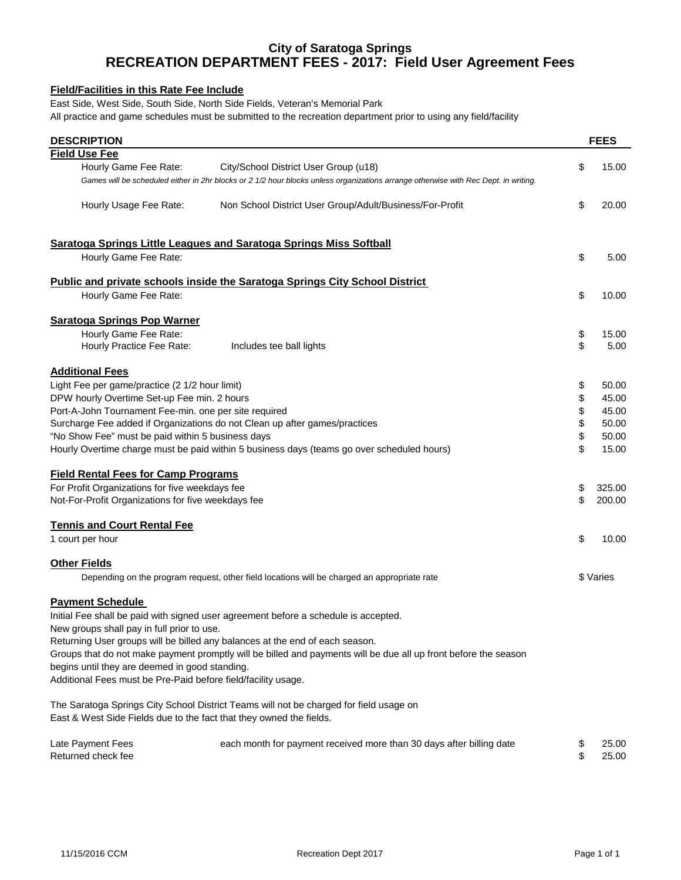# City of Saratoga Springs
# RECREATION DEPARTMENT FEES - 2017: Field User Agreement Fees

**Field/Facilities in this Rate Fee Include**

East Side, West Side, South Side, North Side Fields, Veteran's Memorial Park

All practice and game schedules must be submitted to the recreation department prior to using any field/facility

| DESCRIPTION | | FEES |
|---|---|---|
| **Field Use Fee** | | |
| Hourly Game Fee Rate: | City/School District User Group (u18) | $ 15.00 |
| *Games will be scheduled either in 2hr blocks or 2 1/2 hour blocks unless organizations arrange otherwise with Rec Dept. in writing.* | | |
| Hourly Usage Fee Rate: | Non School District User Group/Adult/Business/For-Profit | $ 20.00 |
| **Saratoga Springs Little Leagues and Saratoga Springs Miss Softball** | | |
| Hourly Game Fee Rate: | | $ 5.00 |
| **Public and private schools inside the Saratoga Springs City School District** | | |
| Hourly Game Fee Rate: | | $ 10.00 |
| **Saratoga Springs Pop Warner** | | |
| Hourly Game Fee Rate: | | $ 15.00 |
| Hourly Practice Fee Rate: | Includes tee ball lights | $ 5.00 |
| **Additional Fees** | | |
| Light Fee per game/practice (2 1/2 hour limit) | | $ 50.00 |
| DPW hourly Overtime Set-up Fee min. 2 hours | | $ 45.00 |
| Port-A-John Tournament Fee-min. one per site required | | $ 45.00 |
| Surcharge Fee added if Organizations do not Clean up after games/practices | | $ 50.00 |
| "No Show Fee" must be paid within 5 business days | | $ 50.00 |
| Hourly Overtime charge must be paid within 5 business days (teams go over scheduled hours) | | $ 15.00 |
| **Field Rental Fees for Camp Programs** | | |
| For Profit Organizations for five weekdays fee | | $ 325.00 |
| Not-For-Profit Organizations for five weekdays fee | | $ 200.00 |
| **Tennis and Court Rental Fee** | | |
| 1 court per hour | | $ 10.00 |
| **Other Fields** | | |
| Depending on the program request, other field locations will be charged an appropriate rate | | $ Varies |

**Payment Schedule**

Initial Fee shall be paid with signed user agreement before a schedule is accepted.
New groups shall pay in full prior to use.
Returning User groups will be billed any balances at the end of each season.
Groups that do not make payment promptly will be billed and payments will be due all up front before the season begins until they are deemed in good standing.
Additional Fees must be Pre-Paid before field/facility usage.

The Saratoga Springs City School District Teams will not be charged for field usage on East & West Side Fields due to the fact that they owned the fields.

| | | |
|---|---|---|
| Late Payment Fees | each month for payment received more than 30 days after billing date | $ 25.00 |
| Returned check fee | | $ 25.00 |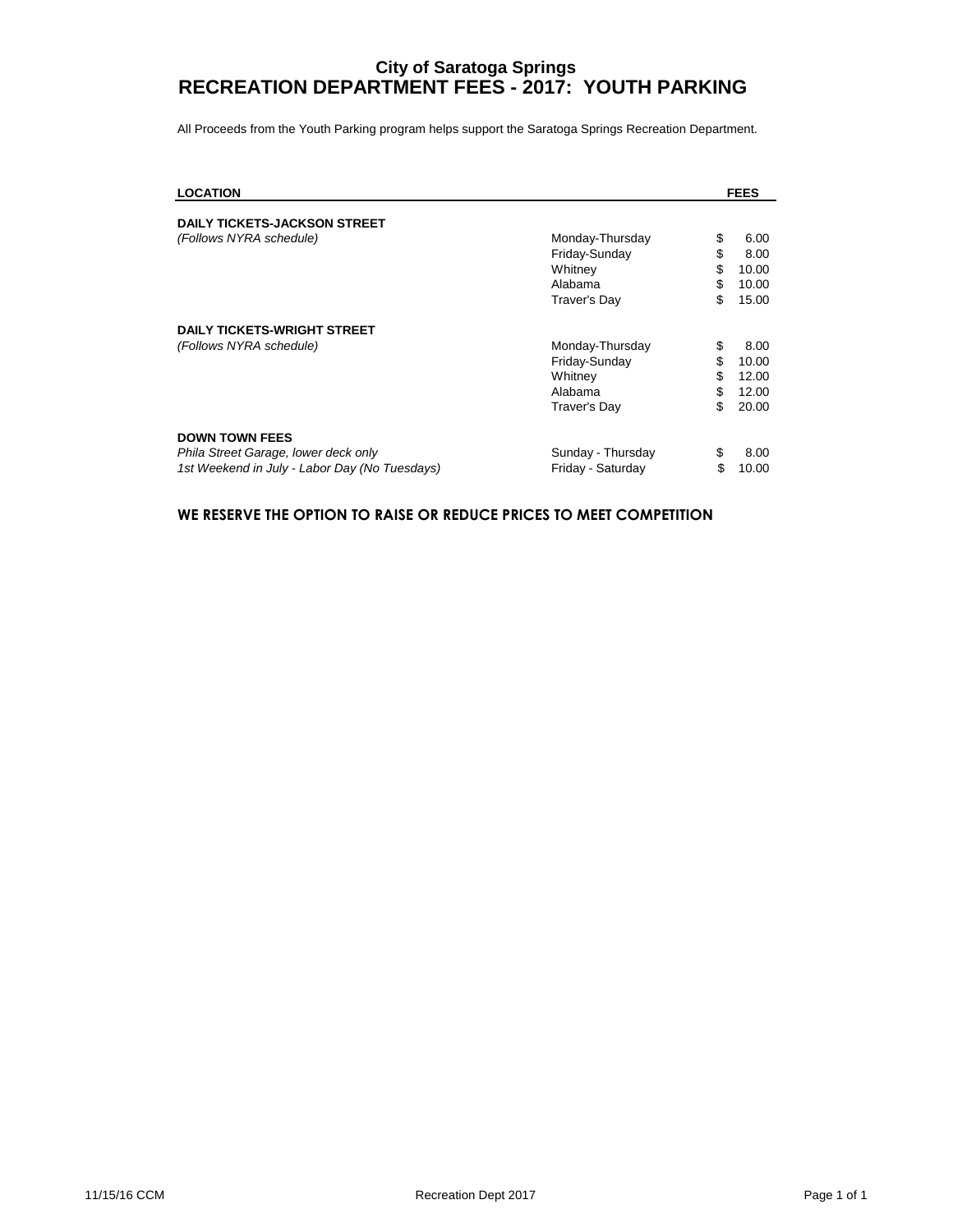# City of Saratoga Springs
## RECREATION DEPARTMENT FEES - 2017: YOUTH PARKING

All Proceeds from the Youth Parking program helps support the Saratoga Springs Recreation Department.

| LOCATION | | FEES |
|---|---|---|
| **DAILY TICKETS-JACKSON STREET** | | |
| *(Follows NYRA schedule)* | Monday-Thursday | $ 6.00 |
| | Friday-Sunday | $ 8.00 |
| | Whitney | $ 10.00 |
| | Alabama | $ 10.00 |
| | Traver's Day | $ 15.00 |
| **DAILY TICKETS-WRIGHT STREET** | | |
| *(Follows NYRA schedule)* | Monday-Thursday | $ 8.00 |
| | Friday-Sunday | $ 10.00 |
| | Whitney | $ 12.00 |
| | Alabama | $ 12.00 |
| | Traver's Day | $ 20.00 |
| **DOWN TOWN FEES** | | |
| *Phila Street Garage, lower deck only* | Sunday - Thursday | $ 8.00 |
| *1st Weekend in July - Labor Day (No Tuesdays)* | Friday - Saturday | $ 10.00 |

**WE RESERVE THE OPTION TO RAISE OR REDUCE PRICES TO MEET COMPETITION**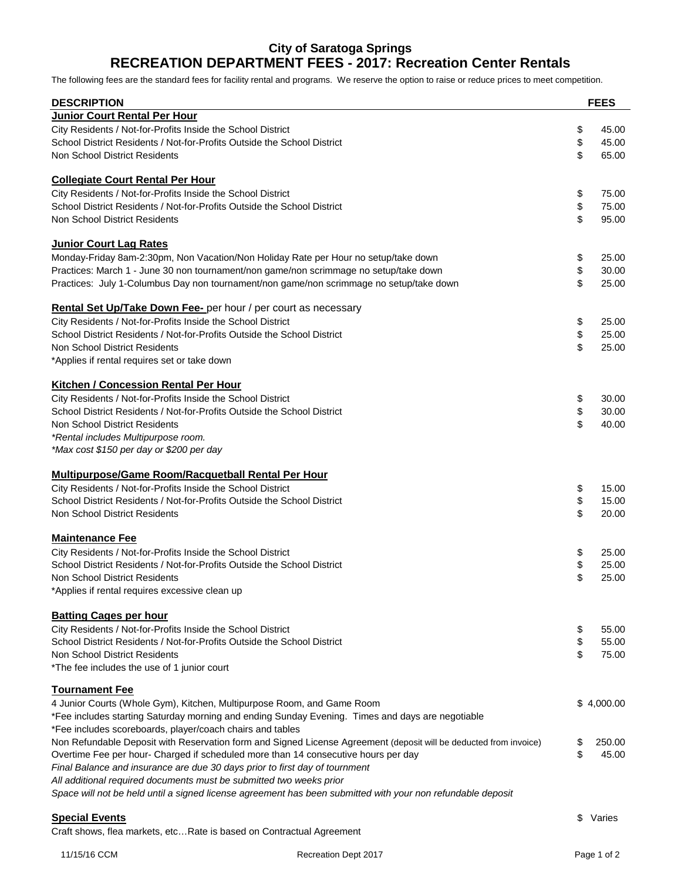# City of Saratoga Springs
# RECREATION DEPARTMENT FEES - 2017: Recreation Center Rentals

The following fees are the standard fees for facility rental and programs. We reserve the option to raise or reduce prices to meet competition.

| DESCRIPTION | FEES |
|---|---|
| **Junior Court Rental Per Hour** | |
| City Residents / Not-for-Profits Inside the School District | $ 45.00 |
| School District Residents / Not-for-Profits Outside the School District | $ 45.00 |
| Non School District Residents | $ 65.00 |
| **Collegiate Court Rental Per Hour** | |
| City Residents / Not-for-Profits Inside the School District | $ 75.00 |
| School District Residents / Not-for-Profits Outside the School District | $ 75.00 |
| Non School District Residents | $ 95.00 |
| **Junior Court Lag Rates** | |
| Monday-Friday 8am-2:30pm, Non Vacation/Non Holiday Rate per Hour no setup/take down | $ 25.00 |
| Practices: March 1 - June 30 non tournament/non game/non scrimmage no setup/take down | $ 30.00 |
| Practices: July 1-Columbus Day non tournament/non game/non scrimmage no setup/take down | $ 25.00 |
| **Rental Set Up/Take Down Fee-** per hour / per court as necessary | |
| City Residents / Not-for-Profits Inside the School District | $ 25.00 |
| School District Residents / Not-for-Profits Outside the School District | $ 25.00 |
| Non School District Residents | $ 25.00 |
| *Applies if rental requires set or take down | |
| **Kitchen / Concession Rental Per Hour** | |
| City Residents / Not-for-Profits Inside the School District | $ 30.00 |
| School District Residents / Not-for-Profits Outside the School District | $ 30.00 |
| Non School District Residents | $ 40.00 |
| *\*Rental includes Multipurpose room.* | |
| *\*Max cost $150 per day or $200 per day* | |
| **Multipurpose/Game Room/Racquetball Rental Per Hour** | |
| City Residents / Not-for-Profits Inside the School District | $ 15.00 |
| School District Residents / Not-for-Profits Outside the School District | $ 15.00 |
| Non School District Residents | $ 20.00 |
| **Maintenance Fee** | |
| City Residents / Not-for-Profits Inside the School District | $ 25.00 |
| School District Residents / Not-for-Profits Outside the School District | $ 25.00 |
| Non School District Residents | $ 25.00 |
| *Applies if rental requires excessive clean up | |
| **Batting Cages per hour** | |
| City Residents / Not-for-Profits Inside the School District | $ 55.00 |
| School District Residents / Not-for-Profits Outside the School District | $ 55.00 |
| Non School District Residents | $ 75.00 |
| *The fee includes the use of 1 junior court | |
| **Tournament Fee** | |
| 4 Junior Courts (Whole Gym), Kitchen, Multipurpose Room, and Game Room | $ 4,000.00 |
| *Fee includes starting Saturday morning and ending Sunday Evening. Times and days are negotiable | |
| *Fee includes scoreboards, player/coach chairs and tables | |
| Non Refundable Deposit with Reservation form and Signed License Agreement (deposit will be deducted from invoice) | $ 250.00 |
| Overtime Fee per hour- Charged if scheduled more than 14 consecutive hours per day | $ 45.00 |
| *Final Balance and insurance are due 30 days prior to first day of tournment* | |
| *All additional required documents must be submitted two weeks prior* | |
| *Space will not be held until a signed license agreement has been submitted with your non refundable deposit* | |
| **Special Events** | $ Varies |
| Craft shows, flea markets, etc…Rate is based on Contractual Agreement | |

11/15/16 CCM    Recreation Dept 2017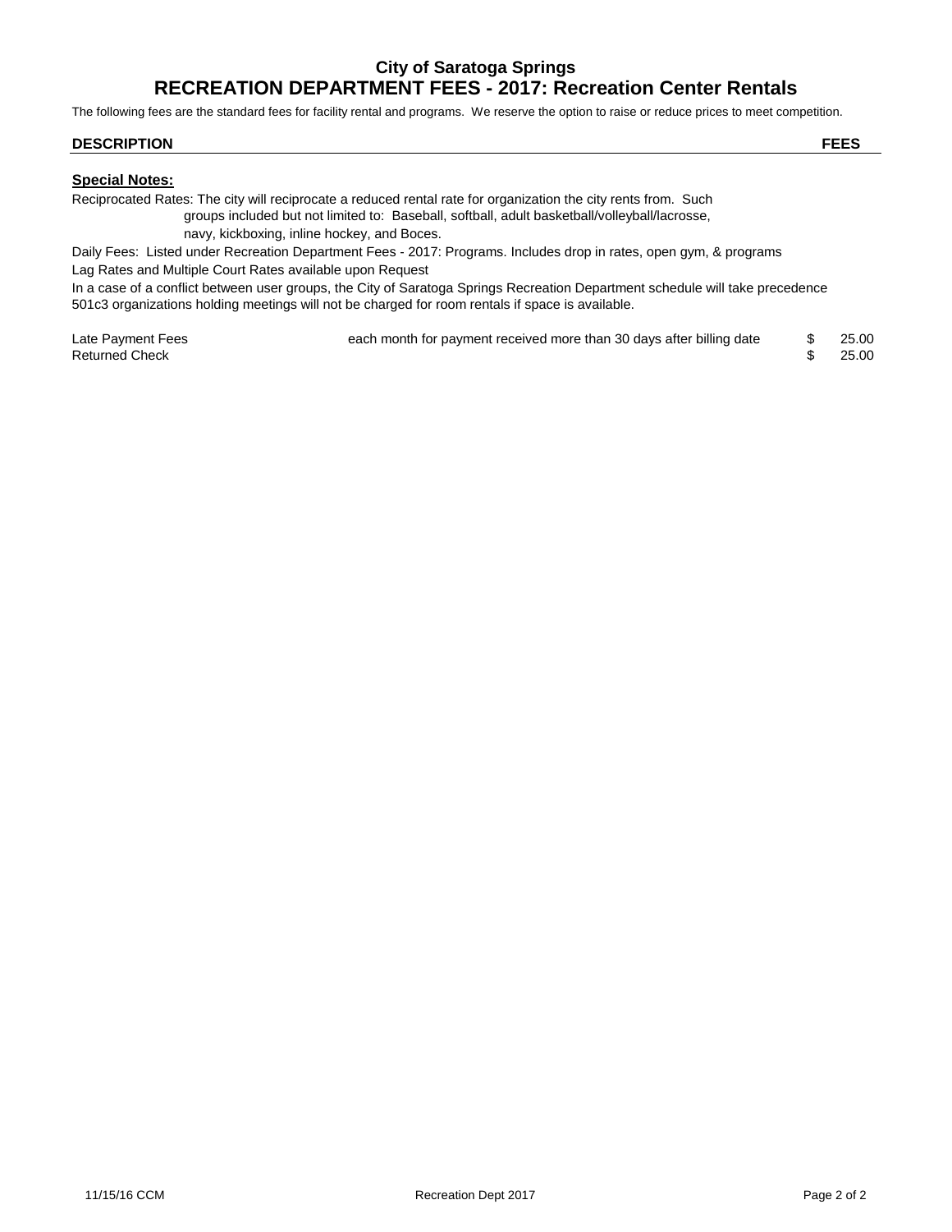# City of Saratoga Springs
## RECREATION DEPARTMENT FEES - 2017: Recreation Center Rentals

The following fees are the standard fees for facility rental and programs. We reserve the option to raise or reduce prices to meet competition.

| DESCRIPTION | | FEES |
|---|---|---|

**Special Notes:**

Reciprocated Rates: The city will reciprocate a reduced rental rate for organization the city rents from. Such groups included but not limited to: Baseball, softball, adult basketball/volleyball/lacrosse, navy, kickboxing, inline hockey, and Boces.

Daily Fees: Listed under Recreation Department Fees - 2017: Programs. Includes drop in rates, open gym, & programs

Lag Rates and Multiple Court Rates available upon Request

In a case of a conflict between user groups, the City of Saratoga Springs Recreation Department schedule will take precedence

501c3 organizations holding meetings will not be charged for room rentals if space is available.

| | | |
|---|---|---|
| Late Payment Fees | each month for payment received more than 30 days after billing date | $ 25.00 |
| Returned Check | | $ 25.00 |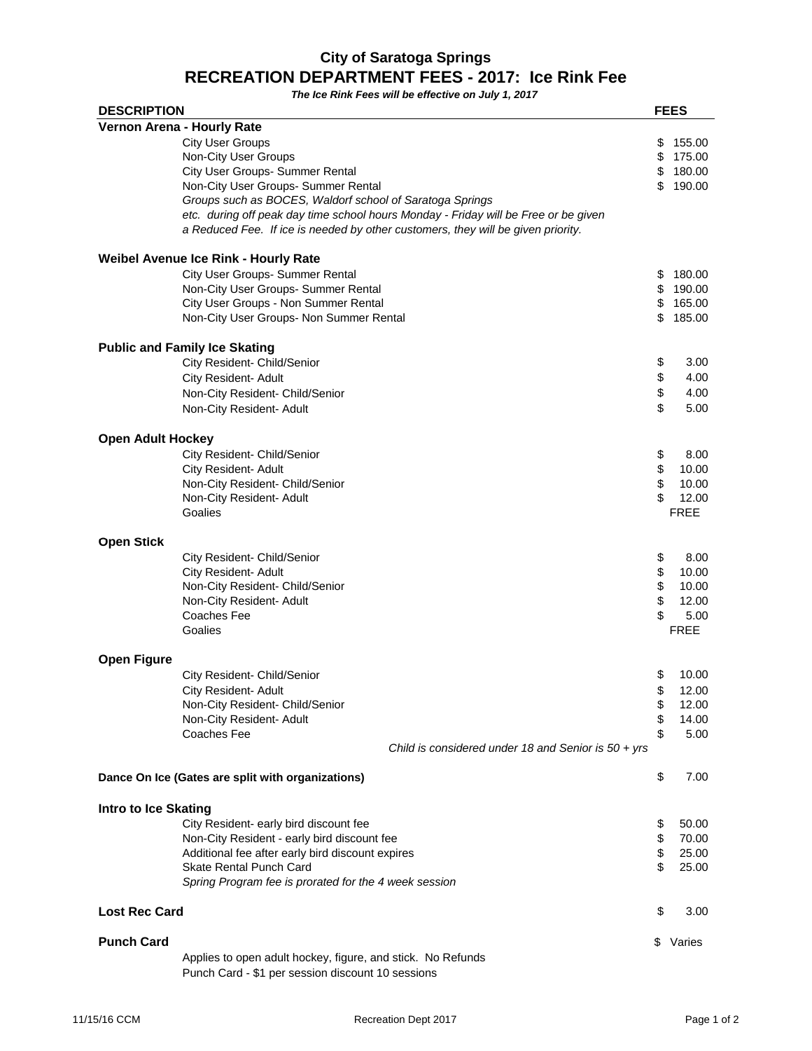## City of Saratoga Springs

# RECREATION DEPARTMENT FEES - 2017: Ice Rink Fee

***The Ice Rink Fees will be effective on July 1, 2017***

| DESCRIPTION | FEES |
|---|---|
| **Vernon Arena - Hourly Rate** | |
| City User Groups | $ 155.00 |
| Non-City User Groups | $ 175.00 |
| City User Groups- Summer Rental | $ 180.00 |
| Non-City User Groups- Summer Rental | $ 190.00 |
| *Groups such as BOCES, Waldorf school of Saratoga Springs etc. during off peak day time school hours Monday - Friday will be Free or be given a Reduced Fee. If ice is needed by other customers, they will be given priority.* | |
| **Weibel Avenue Ice Rink - Hourly Rate** | |
| City User Groups- Summer Rental | $ 180.00 |
| Non-City User Groups- Summer Rental | $ 190.00 |
| City User Groups - Non Summer Rental | $ 165.00 |
| Non-City User Groups- Non Summer Rental | $ 185.00 |
| **Public and Family Ice Skating** | |
| City Resident- Child/Senior | $ 3.00 |
| City Resident- Adult | $ 4.00 |
| Non-City Resident- Child/Senior | $ 4.00 |
| Non-City Resident- Adult | $ 5.00 |
| **Open Adult Hockey** | |
| City Resident- Child/Senior | $ 8.00 |
| City Resident- Adult | $ 10.00 |
| Non-City Resident- Child/Senior | $ 10.00 |
| Non-City Resident- Adult | $ 12.00 |
| Goalies | FREE |
| **Open Stick** | |
| City Resident- Child/Senior | $ 8.00 |
| City Resident- Adult | $ 10.00 |
| Non-City Resident- Child/Senior | $ 10.00 |
| Non-City Resident- Adult | $ 12.00 |
| Coaches Fee | $ 5.00 |
| Goalies | FREE |
| **Open Figure** | |
| City Resident- Child/Senior | $ 10.00 |
| City Resident- Adult | $ 12.00 |
| Non-City Resident- Child/Senior | $ 12.00 |
| Non-City Resident- Adult | $ 14.00 |
| Coaches Fee | $ 5.00 |
| *Child is considered under 18 and Senior is 50 + yrs* | |
| **Dance On Ice (Gates are split with organizations)** | $ 7.00 |
| **Intro to Ice Skating** | |
| City Resident- early bird discount fee | $ 50.00 |
| Non-City Resident - early bird discount fee | $ 70.00 |
| Additional fee after early bird discount expires | $ 25.00 |
| Skate Rental Punch Card | $ 25.00 |
| *Spring Program fee is prorated for the 4 week session* | |
| **Lost Rec Card** | $ 3.00 |
| **Punch Card** | $ Varies |
| Applies to open adult hockey, figure, and stick. No Refunds | |
| Punch Card - $1 per session discount 10 sessions | |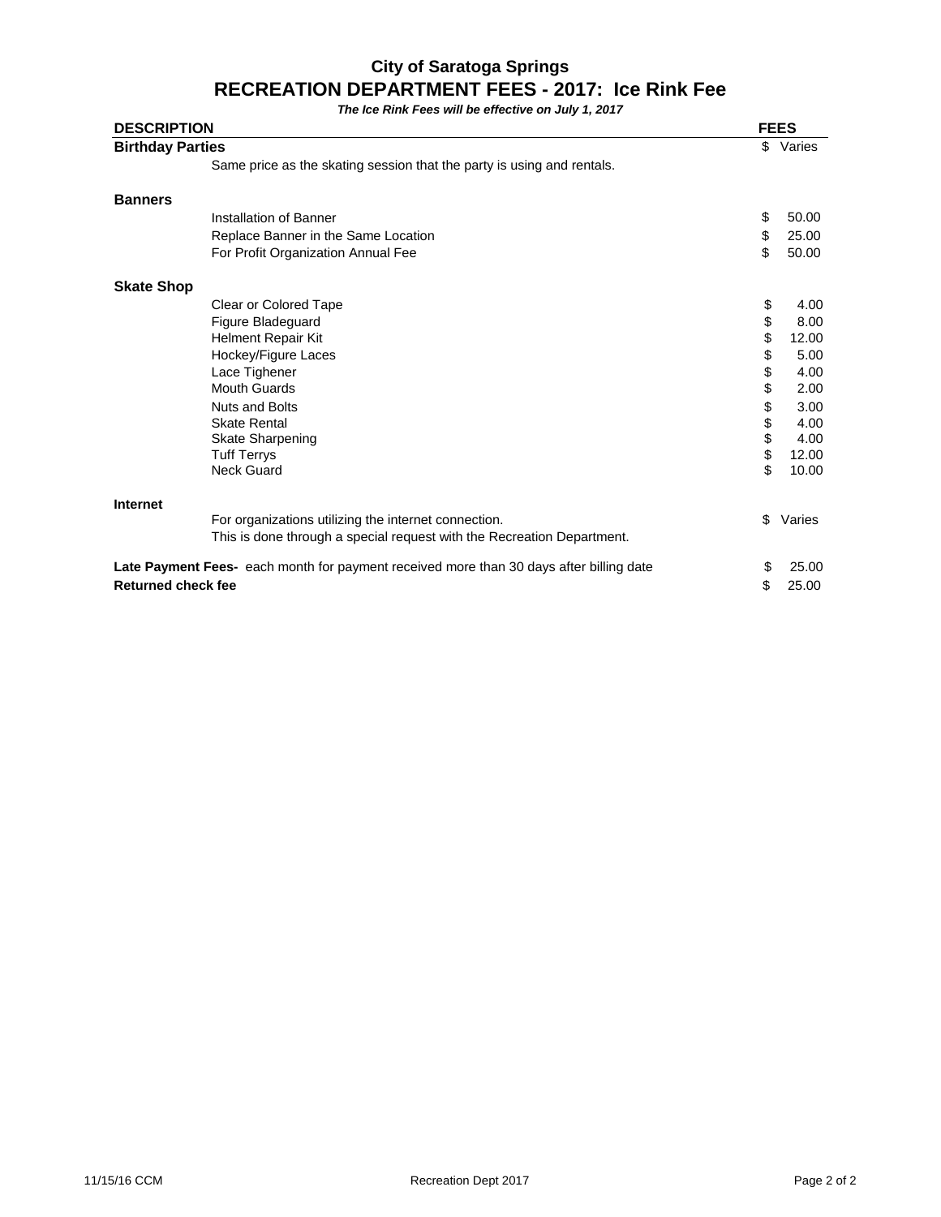## City of Saratoga Springs
## RECREATION DEPARTMENT FEES - 2017: Ice Rink Fee

***The Ice Rink Fees will be effective on July 1, 2017***

| DESCRIPTION | | FEES |
|---|---|---|
| **Birthday Parties** | | $ Varies |
| | Same price as the skating session that the party is using and rentals. | |
| **Banners** | | |
| | Installation of Banner | $ 50.00 |
| | Replace Banner in the Same Location | $ 25.00 |
| | For Profit Organization Annual Fee | $ 50.00 |
| **Skate Shop** | | |
| | Clear or Colored Tape | $ 4.00 |
| | Figure Bladeguard | $ 8.00 |
| | Helment Repair Kit | $ 12.00 |
| | Hockey/Figure Laces | $ 5.00 |
| | Lace Tighener | $ 4.00 |
| | Mouth Guards | $ 2.00 |
| | Nuts and Bolts | $ 3.00 |
| | Skate Rental | $ 4.00 |
| | Skate Sharpening | $ 4.00 |
| | Tuff Terrys | $ 12.00 |
| | Neck Guard | $ 10.00 |
| **Internet** | | |
| | For organizations utilizing the internet connection. | $ Varies |
| | This is done through a special request with the Recreation Department. | |
| **Late Payment Fees-** each month for payment received more than 30 days after billing date | | $ 25.00 |
| **Returned check fee** | | $ 25.00 |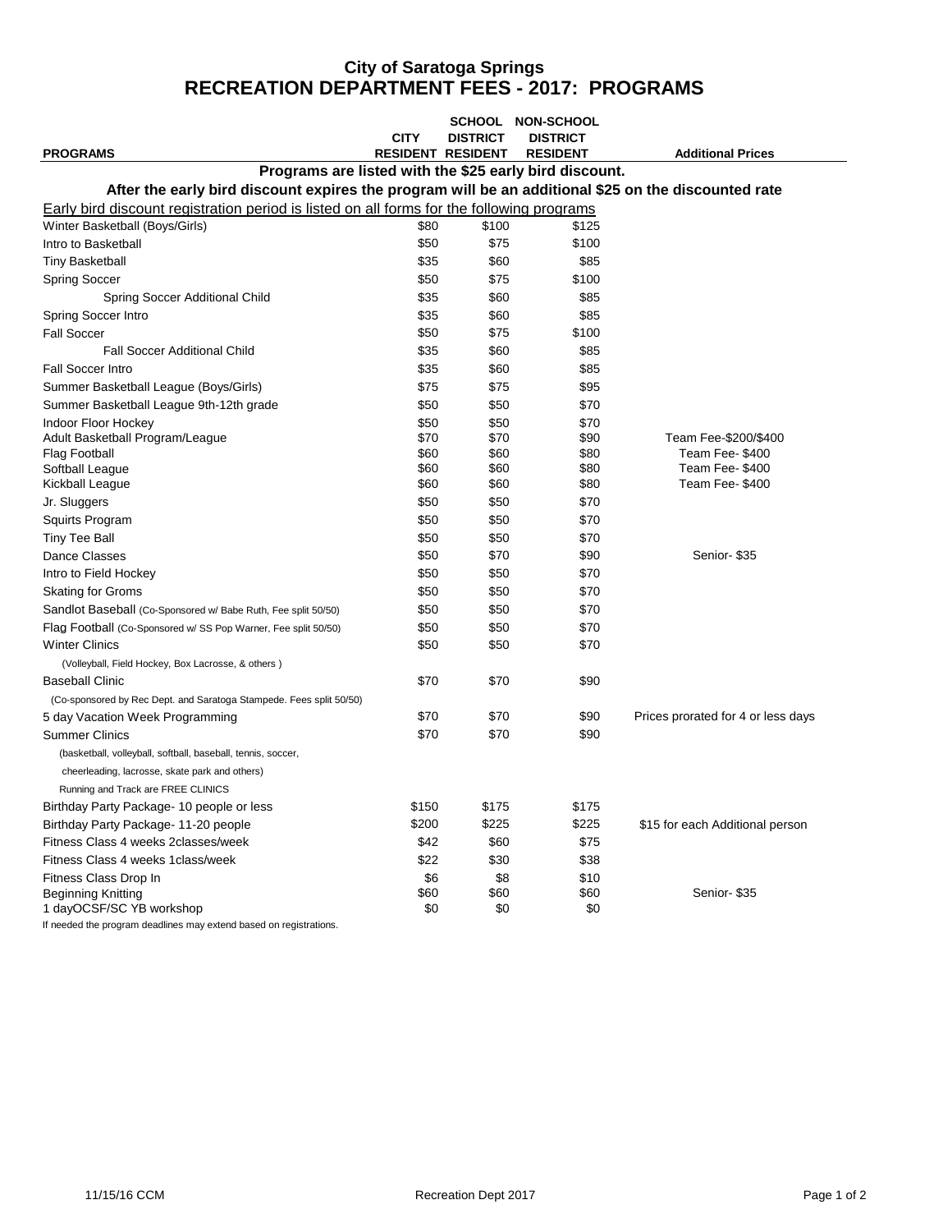# City of Saratoga Springs
# RECREATION DEPARTMENT FEES - 2017: PROGRAMS

| PROGRAMS | CITY RESIDENT | SCHOOL DISTRICT RESIDENT | NON-SCHOOL DISTRICT RESIDENT | Additional Prices |
|---|---|---|---|---|
| **Programs are listed with the $25 early bird discount.** | | | | |
| **After the early bird discount expires the program will be an additional $25 on the discounted rate** | | | | |
| Early bird discount registration period is listed on all forms for the following programs | | | | |
| Winter Basketball (Boys/Girls) | $80 | $100 | $125 | |
| Intro to Basketball | $50 | $75 | $100 | |
| Tiny Basketball | $35 | $60 | $85 | |
| Spring Soccer | $50 | $75 | $100 | |
| Spring Soccer Additional Child | $35 | $60 | $85 | |
| Spring Soccer Intro | $35 | $60 | $85 | |
| Fall Soccer | $50 | $75 | $100 | |
| Fall Soccer Additional Child | $35 | $60 | $85 | |
| Fall Soccer Intro | $35 | $60 | $85 | |
| Summer Basketball League (Boys/Girls) | $75 | $75 | $95 | |
| Summer Basketball League 9th-12th grade | $50 | $50 | $70 | |
| Indoor Floor Hockey | $50 | $50 | $70 | |
| Adult Basketball Program/League | $70 | $70 | $90 | Team Fee-$200/$400 |
| Flag Football | $60 | $60 | $80 | Team Fee- $400 |
| Softball League | $60 | $60 | $80 | Team Fee- $400 |
| Kickball League | $60 | $60 | $80 | Team Fee- $400 |
| Jr. Sluggers | $50 | $50 | $70 | |
| Squirts Program | $50 | $50 | $70 | |
| Tiny Tee Ball | $50 | $50 | $70 | |
| Dance Classes | $50 | $70 | $90 | Senior- $35 |
| Intro to Field Hockey | $50 | $50 | $70 | |
| Skating for Groms | $50 | $50 | $70 | |
| Sandlot Baseball (Co-Sponsored w/ Babe Ruth, Fee split 50/50) | $50 | $50 | $70 | |
| Flag Football (Co-Sponsored w/ SS Pop Warner, Fee split 50/50) | $50 | $50 | $70 | |
| Winter Clinics (Volleyball, Field Hockey, Box Lacrosse, & others ) | $50 | $50 | $70 | |
| Baseball Clinic (Co-sponsored by Rec Dept. and Saratoga Stampede. Fees split 50/50) | $70 | $70 | $90 | |
| 5 day Vacation Week Programming | $70 | $70 | $90 | Prices prorated for 4 or less days |
| Summer Clinics (basketball, volleyball, softball, baseball, tennis, soccer, cheerleading, lacrosse, skate park and others) | $70 | $70 | $90 | |
| Running and Track are FREE CLINICS | | | | |
| Birthday Party Package- 10 people or less | $150 | $175 | $175 | |
| Birthday Party Package- 11-20 people | $200 | $225 | $225 | $15 for each Additional person |
| Fitness Class 4 weeks 2classes/week | $42 | $60 | $75 | |
| Fitness Class 4 weeks 1class/week | $22 | $30 | $38 | |
| Fitness Class Drop In | $6 | $8 | $10 | |
| Beginning Knitting | $60 | $60 | $60 | Senior- $35 |
| 1 dayOCSF/SC YB workshop | $0 | $0 | $0 | |

If needed the program deadlines may extend based on registrations.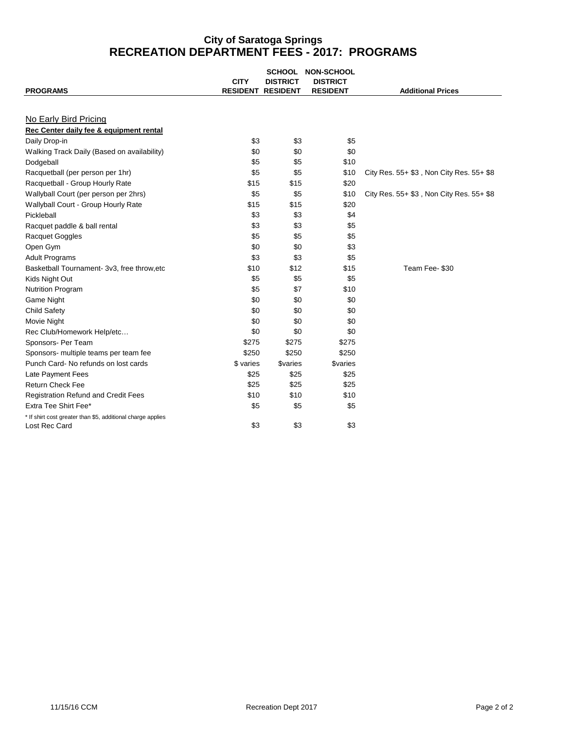# City of Saratoga Springs
# RECREATION DEPARTMENT FEES - 2017: PROGRAMS

| PROGRAMS | CITY RESIDENT | SCHOOL DISTRICT RESIDENT | NON-SCHOOL DISTRICT RESIDENT | Additional Prices |
|---|---|---|---|---|
| No Early Bird Pricing | | | | |
| **Rec Center daily fee & equipment rental** | | | | |
| Daily Drop-in | $3 | $3 | $5 | |
| Walking Track Daily (Based on availability) | $0 | $0 | $0 | |
| Dodgeball | $5 | $5 | $10 | |
| Racquetball (per person per 1hr) | $5 | $5 | $10 | City Res. 55+ $3 , Non City Res. 55+ $8 |
| Racquetball - Group Hourly Rate | $15 | $15 | $20 | |
| Wallyball Court (per person per 2hrs) | $5 | $5 | $10 | City Res. 55+ $3 , Non City Res. 55+ $8 |
| Wallyball Court - Group Hourly Rate | $15 | $15 | $20 | |
| Pickleball | $3 | $3 | $4 | |
| Racquet paddle & ball rental | $3 | $3 | $5 | |
| Racquet Goggles | $5 | $5 | $5 | |
| Open Gym | $0 | $0 | $3 | |
| Adult Programs | $3 | $3 | $5 | |
| Basketball Tournament- 3v3, free throw,etc | $10 | $12 | $15 | Team Fee- $30 |
| Kids Night Out | $5 | $5 | $5 | |
| Nutrition Program | $5 | $7 | $10 | |
| Game Night | $0 | $0 | $0 | |
| Child Safety | $0 | $0 | $0 | |
| Movie Night | $0 | $0 | $0 | |
| Rec Club/Homework Help/etc… | $0 | $0 | $0 | |
| Sponsors- Per Team | $275 | $275 | $275 | |
| Sponsors- multiple teams per team fee | $250 | $250 | $250 | |
| Punch Card- No refunds on lost cards | $ varies | $varies | $varies | |
| Late Payment Fees | $25 | $25 | $25 | |
| Return Check Fee | $25 | $25 | $25 | |
| Registration Refund and Credit Fees | $10 | $10 | $10 | |
| Extra Tee Shirt Fee* | $5 | $5 | $5 | |
| Lost Rec Card | $3 | $3 | $3 | |

* If shirt cost greater than $5, additional charge applies

11/15/16 CCM

Recreation Dept 2017